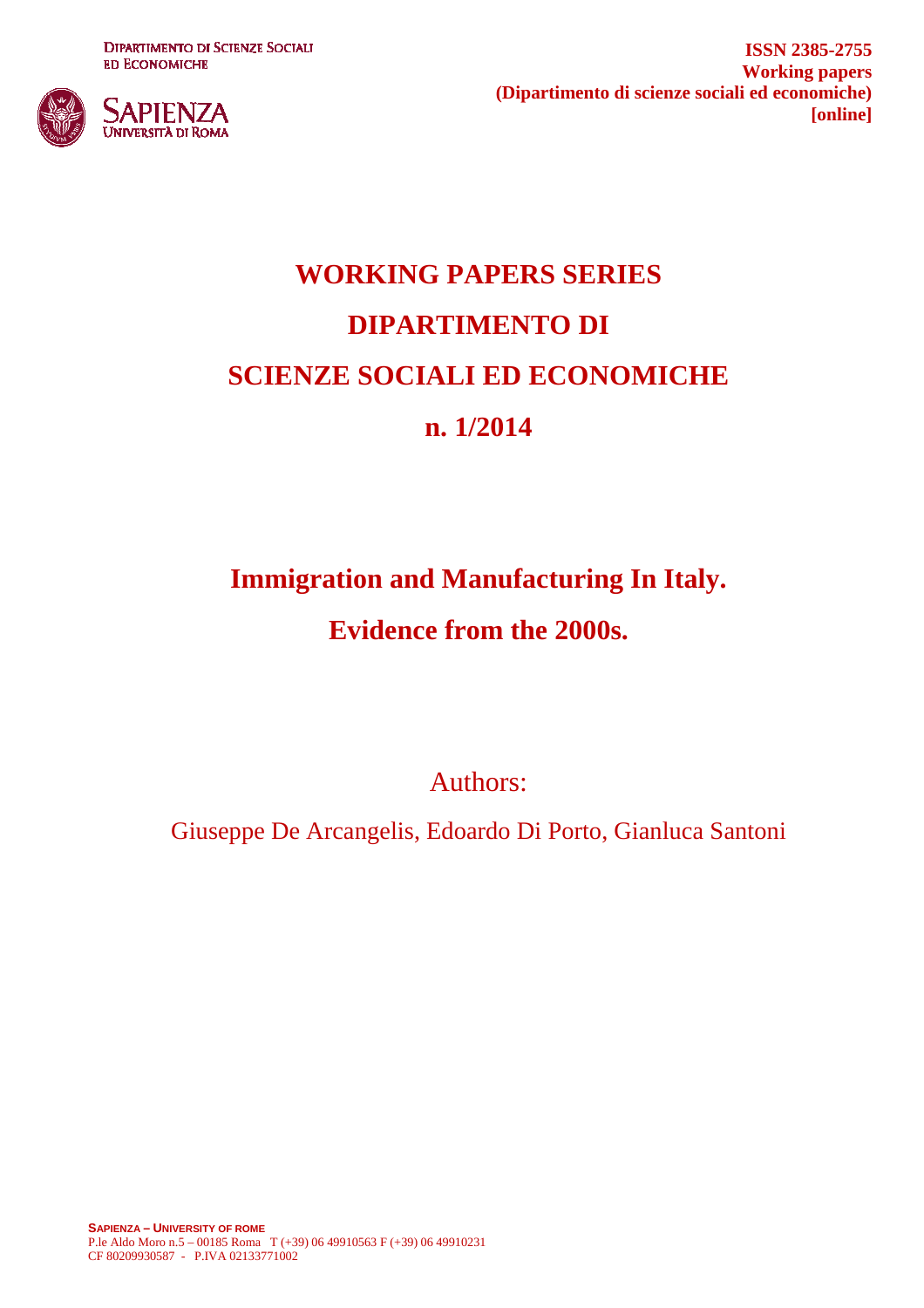Dipartimento di Scienze Sociali ed Economiche

SAPIENZA Università di Roma

**ISSN 2385-2755**
**Working papers**
**(Dipartimento di scienze sociali ed economiche)**
**[online]**

# WORKING PAPERS SERIES
# DIPARTIMENTO DI
# SCIENZE SOCIALI ED ECONOMICHE
# n. 1/2014

## Immigration and Manufacturing In Italy.
## Evidence from the 2000s.

Authors:

Giuseppe De Arcangelis, Edoardo Di Porto, Gianluca Santoni

**SAPIENZA – UNIVERSITY OF ROME**
P.le Aldo Moro n.5 – 00185 Roma T (+39) 06 49910563 F (+39) 06 49910231
CF 80209930587 - P.IVA 02133771002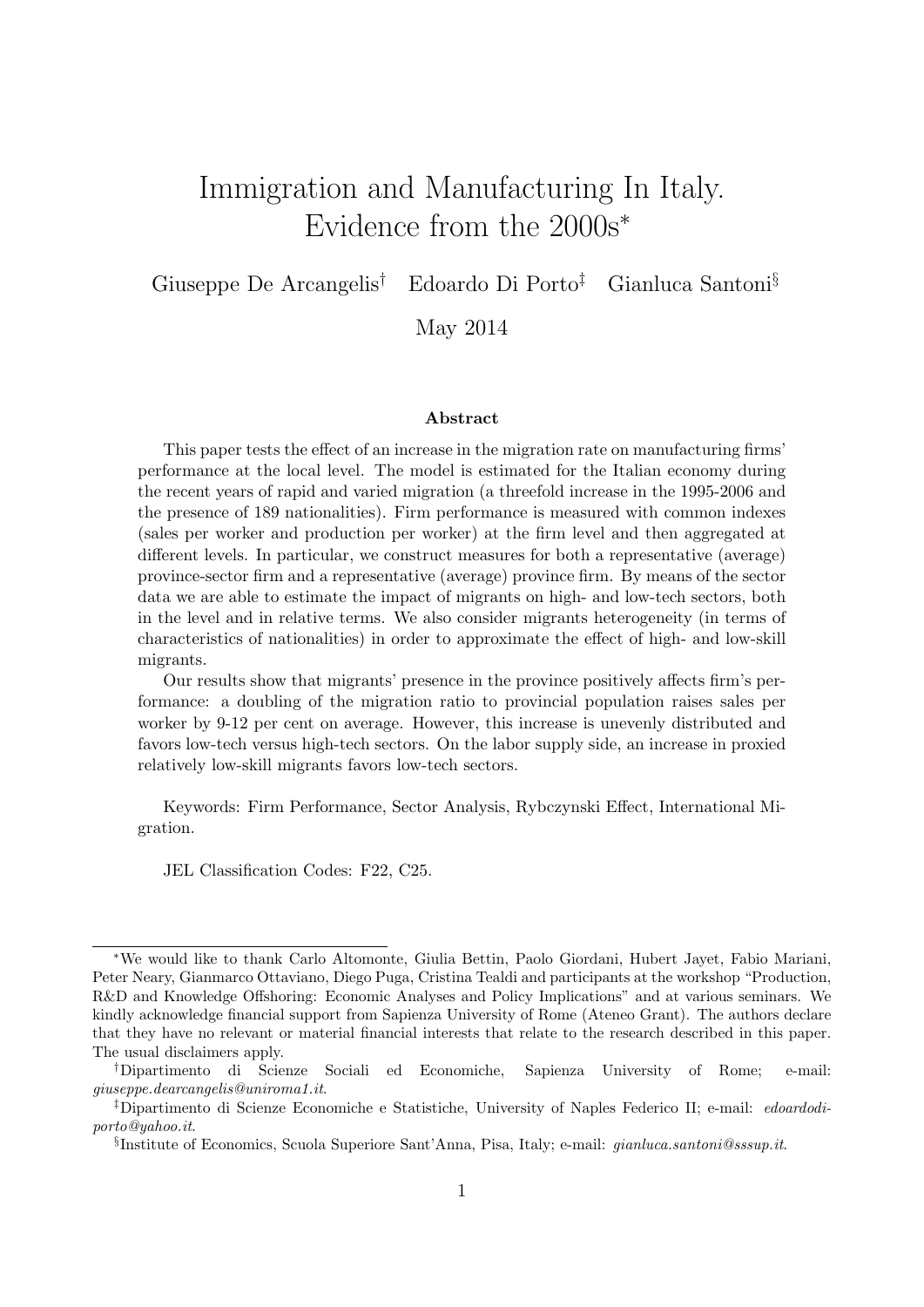# Immigration and Manufacturing In Italy. Evidence from the 2000s*

Giuseppe De Arcangelis[†] Edoardo Di Porto[‡] Gianluca Santoni[§]

May 2014

### Abstract

This paper tests the effect of an increase in the migration rate on manufacturing firms' performance at the local level. The model is estimated for the Italian economy during the recent years of rapid and varied migration (a threefold increase in the 1995-2006 and the presence of 189 nationalities). Firm performance is measured with common indexes (sales per worker and production per worker) at the firm level and then aggregated at different levels. In particular, we construct measures for both a representative (average) province-sector firm and a representative (average) province firm. By means of the sector data we are able to estimate the impact of migrants on high- and low-tech sectors, both in the level and in relative terms. We also consider migrants heterogeneity (in terms of characteristics of nationalities) in order to approximate the effect of high- and low-skill migrants.

Our results show that migrants' presence in the province positively affects firm's performance: a doubling of the migration ratio to provincial population raises sales per worker by 9-12 per cent on average. However, this increase is unevenly distributed and favors low-tech versus high-tech sectors. On the labor supply side, an increase in proxied relatively low-skill migrants favors low-tech sectors.

Keywords: Firm Performance, Sector Analysis, Rybczynski Effect, International Migration.

JEL Classification Codes: F22, C25.

---

*We would like to thank Carlo Altomonte, Giulia Bettin, Paolo Giordani, Hubert Jayet, Fabio Mariani, Peter Neary, Gianmarco Ottaviano, Diego Puga, Cristina Tealdi and participants at the workshop "Production, R&D and Knowledge Offshoring: Economic Analyses and Policy Implications" and at various seminars. We kindly acknowledge financial support from Sapienza University of Rome (Ateneo Grant). The authors declare that they have no relevant or material financial interests that relate to the research described in this paper. The usual disclaimers apply.

[†]Dipartimento di Scienze Sociali ed Economiche, Sapienza University of Rome; e-mail: *giuseppe.dearcangelis@uniroma1.it*.

[‡]Dipartimento di Scienze Economiche e Statistiche, University of Naples Federico II; e-mail: *edoardodiporto@yahoo.it*.

[§]Institute of Economics, Scuola Superiore Sant'Anna, Pisa, Italy; e-mail: *gianluca.santoni@sssup.it*.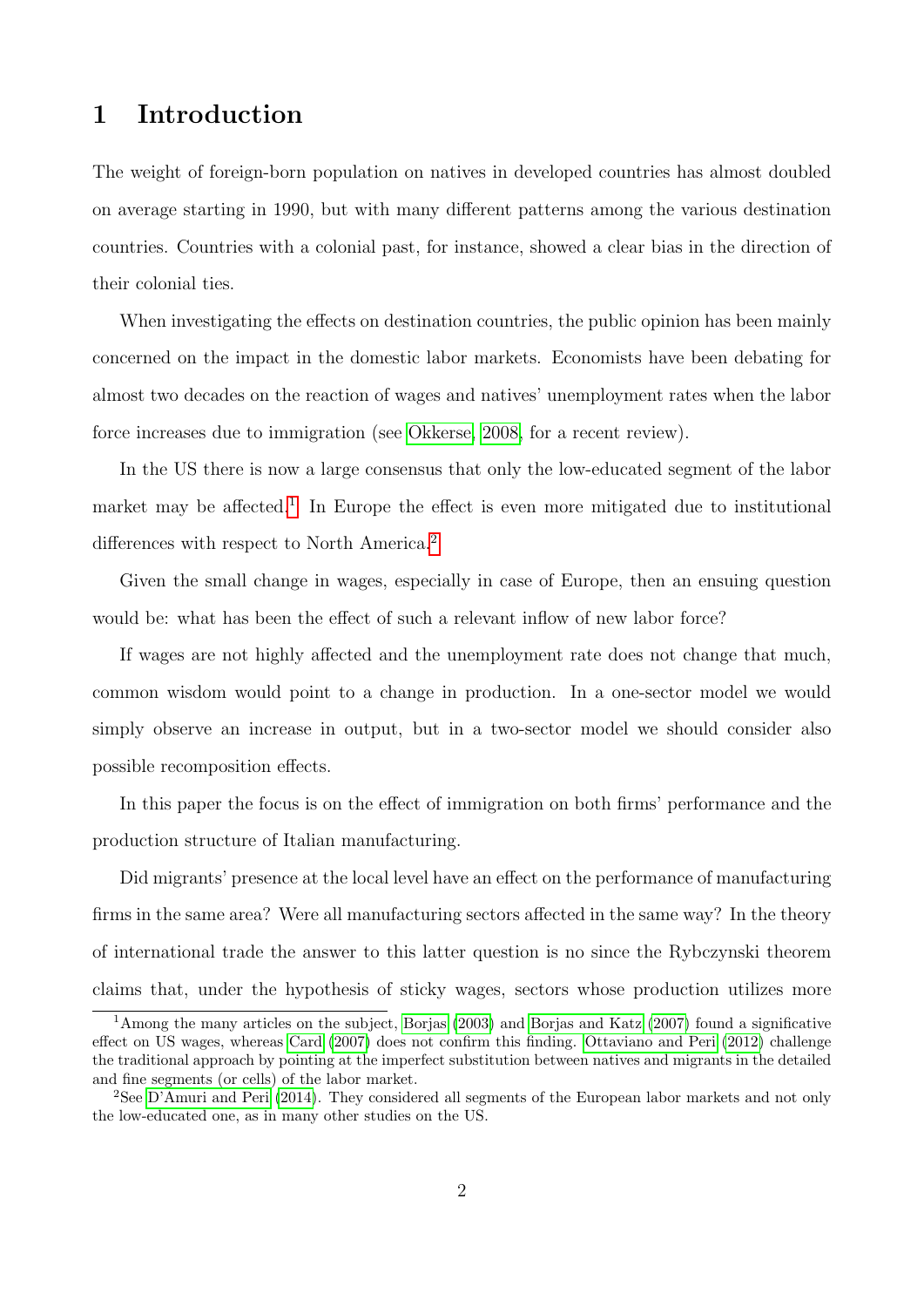# 1 Introduction

The weight of foreign-born population on natives in developed countries has almost doubled on average starting in 1990, but with many different patterns among the various destination countries. Countries with a colonial past, for instance, showed a clear bias in the direction of their colonial ties.

When investigating the effects on destination countries, the public opinion has been mainly concerned on the impact in the domestic labor markets. Economists have been debating for almost two decades on the reaction of wages and natives' unemployment rates when the labor force increases due to immigration (see Okkerse, 2008, for a recent review).

In the US there is now a large consensus that only the low-educated segment of the labor market may be affected.[1] In Europe the effect is even more mitigated due to institutional differences with respect to North America.[2]

Given the small change in wages, especially in case of Europe, then an ensuing question would be: what has been the effect of such a relevant inflow of new labor force?

If wages are not highly affected and the unemployment rate does not change that much, common wisdom would point to a change in production. In a one-sector model we would simply observe an increase in output, but in a two-sector model we should consider also possible recomposition effects.

In this paper the focus is on the effect of immigration on both firms' performance and the production structure of Italian manufacturing.

Did migrants' presence at the local level have an effect on the performance of manufacturing firms in the same area? Were all manufacturing sectors affected in the same way? In the theory of international trade the answer to this latter question is no since the Rybczynski theorem claims that, under the hypothesis of sticky wages, sectors whose production utilizes more

[1] Among the many articles on the subject, Borjas (2003) and Borjas and Katz (2007) found a significative effect on US wages, whereas Card (2007) does not confirm this finding. Ottaviano and Peri (2012) challenge the traditional approach by pointing at the imperfect substitution between natives and migrants in the detailed and fine segments (or cells) of the labor market.

[2] See D'Amuri and Peri (2014). They considered all segments of the European labor markets and not only the low-educated one, as in many other studies on the US.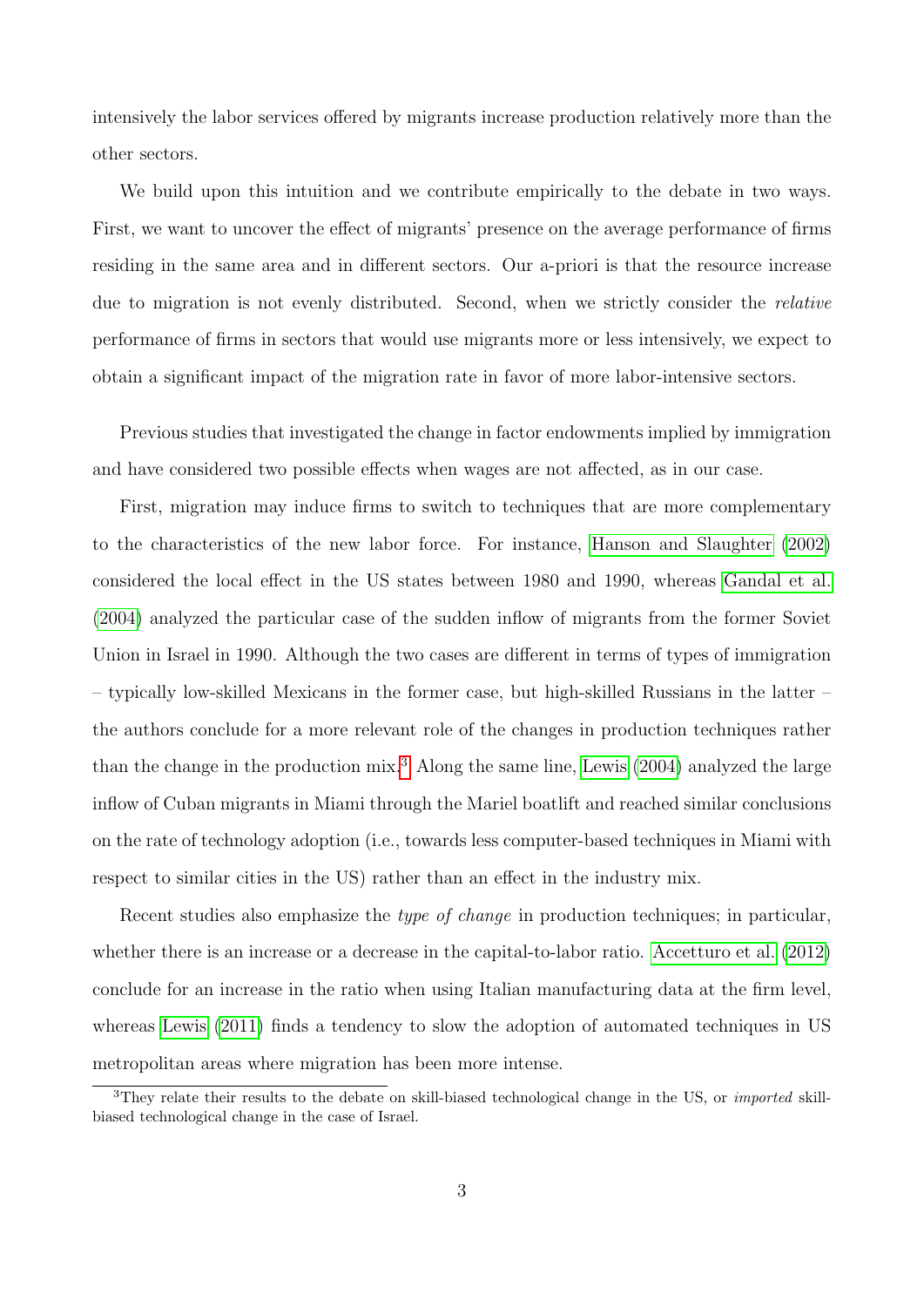intensively the labor services offered by migrants increase production relatively more than the other sectors.

We build upon this intuition and we contribute empirically to the debate in two ways. First, we want to uncover the effect of migrants' presence on the average performance of firms residing in the same area and in different sectors. Our a-priori is that the resource increase due to migration is not evenly distributed. Second, when we strictly consider the *relative* performance of firms in sectors that would use migrants more or less intensively, we expect to obtain a significant impact of the migration rate in favor of more labor-intensive sectors.

Previous studies that investigated the change in factor endowments implied by immigration and have considered two possible effects when wages are not affected, as in our case.

First, migration may induce firms to switch to techniques that are more complementary to the characteristics of the new labor force. For instance, Hanson and Slaughter (2002) considered the local effect in the US states between 1980 and 1990, whereas Gandal et al. (2004) analyzed the particular case of the sudden inflow of migrants from the former Soviet Union in Israel in 1990. Although the two cases are different in terms of types of immigration – typically low-skilled Mexicans in the former case, but high-skilled Russians in the latter – the authors conclude for a more relevant role of the changes in production techniques rather than the change in the production mix.[3] Along the same line, Lewis (2004) analyzed the large inflow of Cuban migrants in Miami through the Mariel boatlift and reached similar conclusions on the rate of technology adoption (i.e., towards less computer-based techniques in Miami with respect to similar cities in the US) rather than an effect in the industry mix.

Recent studies also emphasize the *type of change* in production techniques; in particular, whether there is an increase or a decrease in the capital-to-labor ratio. Accetturo et al. (2012) conclude for an increase in the ratio when using Italian manufacturing data at the firm level, whereas Lewis (2011) finds a tendency to slow the adoption of automated techniques in US metropolitan areas where migration has been more intense.

[3] They relate their results to the debate on skill-biased technological change in the US, or *imported* skill-biased technological change in the case of Israel.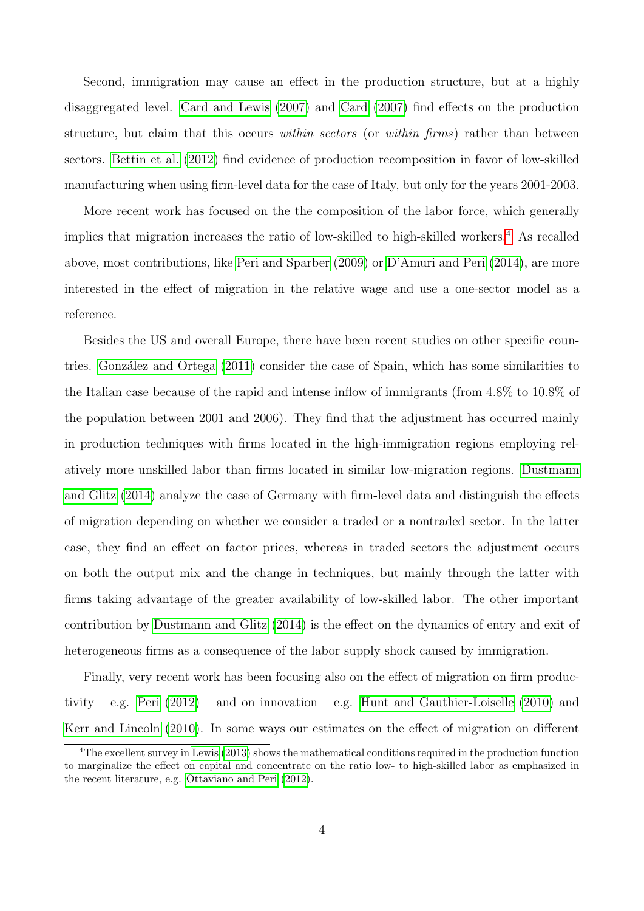Second, immigration may cause an effect in the production structure, but at a highly disaggregated level. Card and Lewis (2007) and Card (2007) find effects on the production structure, but claim that this occurs *within sectors* (or *within firms*) rather than between sectors. Bettin et al. (2012) find evidence of production recomposition in favor of low-skilled manufacturing when using firm-level data for the case of Italy, but only for the years 2001-2003.

More recent work has focused on the the composition of the labor force, which generally implies that migration increases the ratio of low-skilled to high-skilled workers.[4] As recalled above, most contributions, like Peri and Sparber (2009) or D'Amuri and Peri (2014), are more interested in the effect of migration in the relative wage and use a one-sector model as a reference.

Besides the US and overall Europe, there have been recent studies on other specific countries. González and Ortega (2011) consider the case of Spain, which has some similarities to the Italian case because of the rapid and intense inflow of immigrants (from 4.8% to 10.8% of the population between 2001 and 2006). They find that the adjustment has occurred mainly in production techniques with firms located in the high-immigration regions employing relatively more unskilled labor than firms located in similar low-migration regions. Dustmann and Glitz (2014) analyze the case of Germany with firm-level data and distinguish the effects of migration depending on whether we consider a traded or a nontraded sector. In the latter case, they find an effect on factor prices, whereas in traded sectors the adjustment occurs on both the output mix and the change in techniques, but mainly through the latter with firms taking advantage of the greater availability of low-skilled labor. The other important contribution by Dustmann and Glitz (2014) is the effect on the dynamics of entry and exit of heterogeneous firms as a consequence of the labor supply shock caused by immigration.

Finally, very recent work has been focusing also on the effect of migration on firm productivity – e.g. Peri (2012) – and on innovation – e.g. Hunt and Gauthier-Loiselle (2010) and Kerr and Lincoln (2010). In some ways our estimates on the effect of migration on different

[4] The excellent survey in Lewis (2013) shows the mathematical conditions required in the production function to marginalize the effect on capital and concentrate on the ratio low- to high-skilled labor as emphasized in the recent literature, e.g. Ottaviano and Peri (2012).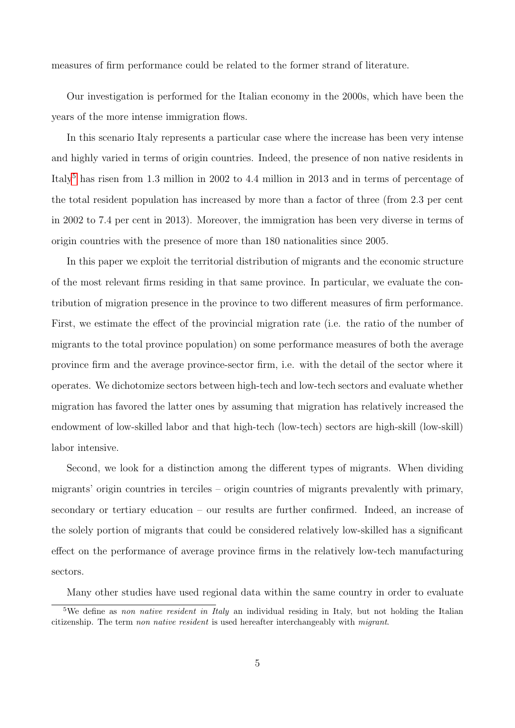measures of firm performance could be related to the former strand of literature.

Our investigation is performed for the Italian economy in the 2000s, which have been the years of the more intense immigration flows.

In this scenario Italy represents a particular case where the increase has been very intense and highly varied in terms of origin countries. Indeed, the presence of non native residents in Italy[5] has risen from 1.3 million in 2002 to 4.4 million in 2013 and in terms of percentage of the total resident population has increased by more than a factor of three (from 2.3 per cent in 2002 to 7.4 per cent in 2013). Moreover, the immigration has been very diverse in terms of origin countries with the presence of more than 180 nationalities since 2005.

In this paper we exploit the territorial distribution of migrants and the economic structure of the most relevant firms residing in that same province. In particular, we evaluate the contribution of migration presence in the province to two different measures of firm performance. First, we estimate the effect of the provincial migration rate (i.e. the ratio of the number of migrants to the total province population) on some performance measures of both the average province firm and the average province-sector firm, i.e. with the detail of the sector where it operates. We dichotomize sectors between high-tech and low-tech sectors and evaluate whether migration has favored the latter ones by assuming that migration has relatively increased the endowment of low-skilled labor and that high-tech (low-tech) sectors are high-skill (low-skill) labor intensive.

Second, we look for a distinction among the different types of migrants. When dividing migrants' origin countries in terciles – origin countries of migrants prevalently with primary, secondary or tertiary education – our results are further confirmed. Indeed, an increase of the solely portion of migrants that could be considered relatively low-skilled has a significant effect on the performance of average province firms in the relatively low-tech manufacturing sectors.

Many other studies have used regional data within the same country in order to evaluate

[5] We define as *non native resident in Italy* an individual residing in Italy, but not holding the Italian citizenship. The term *non native resident* is used hereafter interchangeably with *migrant*.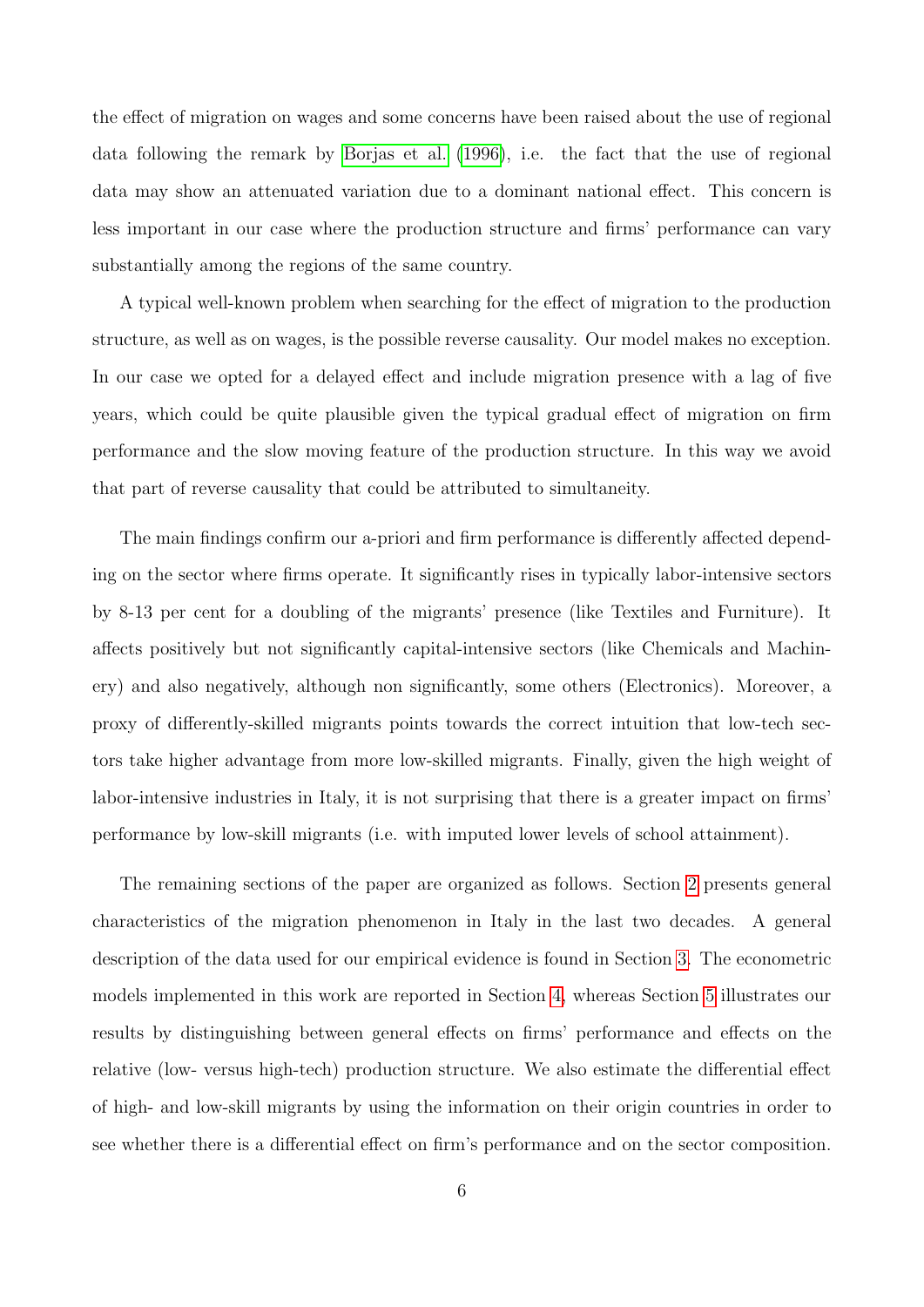the effect of migration on wages and some concerns have been raised about the use of regional data following the remark by Borjas et al. (1996), i.e. the fact that the use of regional data may show an attenuated variation due to a dominant national effect. This concern is less important in our case where the production structure and firms' performance can vary substantially among the regions of the same country.

A typical well-known problem when searching for the effect of migration to the production structure, as well as on wages, is the possible reverse causality. Our model makes no exception. In our case we opted for a delayed effect and include migration presence with a lag of five years, which could be quite plausible given the typical gradual effect of migration on firm performance and the slow moving feature of the production structure. In this way we avoid that part of reverse causality that could be attributed to simultaneity.

The main findings confirm our a-priori and firm performance is differently affected depending on the sector where firms operate. It significantly rises in typically labor-intensive sectors by 8-13 per cent for a doubling of the migrants' presence (like Textiles and Furniture). It affects positively but not significantly capital-intensive sectors (like Chemicals and Machinery) and also negatively, although non significantly, some others (Electronics). Moreover, a proxy of differently-skilled migrants points towards the correct intuition that low-tech sectors take higher advantage from more low-skilled migrants. Finally, given the high weight of labor-intensive industries in Italy, it is not surprising that there is a greater impact on firms' performance by low-skill migrants (i.e. with imputed lower levels of school attainment).

The remaining sections of the paper are organized as follows. Section 2 presents general characteristics of the migration phenomenon in Italy in the last two decades. A general description of the data used for our empirical evidence is found in Section 3. The econometric models implemented in this work are reported in Section 4, whereas Section 5 illustrates our results by distinguishing between general effects on firms' performance and effects on the relative (low- versus high-tech) production structure. We also estimate the differential effect of high- and low-skill migrants by using the information on their origin countries in order to see whether there is a differential effect on firm's performance and on the sector composition.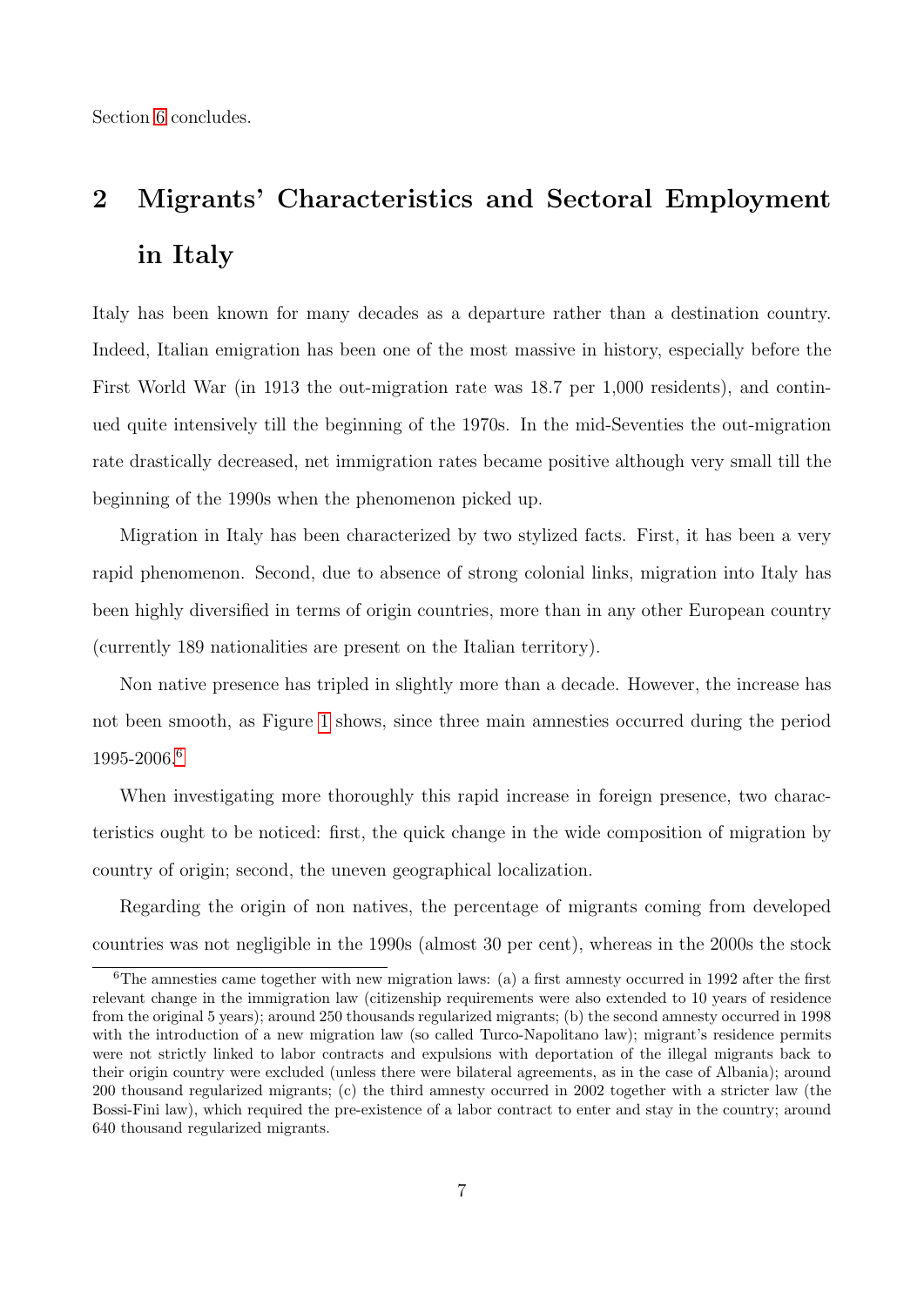Section 6 concludes.

## 2 Migrants' Characteristics and Sectoral Employment in Italy

Italy has been known for many decades as a departure rather than a destination country. Indeed, Italian emigration has been one of the most massive in history, especially before the First World War (in 1913 the out-migration rate was 18.7 per 1,000 residents), and continued quite intensively till the beginning of the 1970s. In the mid-Seventies the out-migration rate drastically decreased, net immigration rates became positive although very small till the beginning of the 1990s when the phenomenon picked up.

Migration in Italy has been characterized by two stylized facts. First, it has been a very rapid phenomenon. Second, due to absence of strong colonial links, migration into Italy has been highly diversified in terms of origin countries, more than in any other European country (currently 189 nationalities are present on the Italian territory).

Non native presence has tripled in slightly more than a decade. However, the increase has not been smooth, as Figure 1 shows, since three main amnesties occurred during the period 1995-2006.[6]

When investigating more thoroughly this rapid increase in foreign presence, two characteristics ought to be noticed: first, the quick change in the wide composition of migration by country of origin; second, the uneven geographical localization.

Regarding the origin of non natives, the percentage of migrants coming from developed countries was not negligible in the 1990s (almost 30 per cent), whereas in the 2000s the stock

[6] The amnesties came together with new migration laws: (a) a first amnesty occurred in 1992 after the first relevant change in the immigration law (citizenship requirements were also extended to 10 years of residence from the original 5 years); around 250 thousands regularized migrants; (b) the second amnesty occurred in 1998 with the introduction of a new migration law (so called Turco-Napolitano law); migrant's residence permits were not strictly linked to labor contracts and expulsions with deportation of the illegal migrants back to their origin country were excluded (unless there were bilateral agreements, as in the case of Albania); around 200 thousand regularized migrants; (c) the third amnesty occurred in 2002 together with a stricter law (the Bossi-Fini law), which required the pre-existence of a labor contract to enter and stay in the country; around 640 thousand regularized migrants.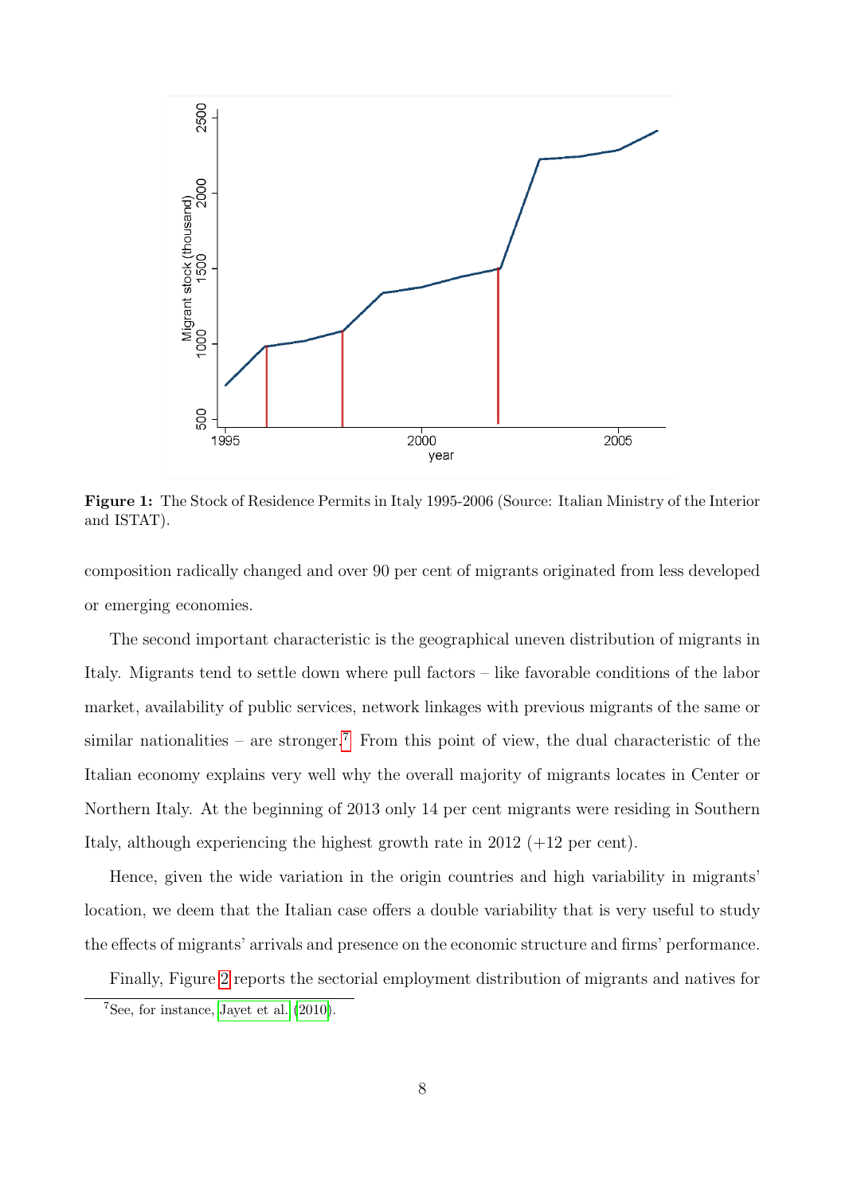**Figure 1:** The Stock of Residence Permits in Italy 1995-2006 (Source: Italian Ministry of the Interior and ISTAT).

composition radically changed and over 90 per cent of migrants originated from less developed or emerging economies.

The second important characteristic is the geographical uneven distribution of migrants in Italy. Migrants tend to settle down where pull factors – like favorable conditions of the labor market, availability of public services, network linkages with previous migrants of the same or similar nationalities – are stronger.[7] From this point of view, the dual characteristic of the Italian economy explains very well why the overall majority of migrants locates in Center or Northern Italy. At the beginning of 2013 only 14 per cent migrants were residing in Southern Italy, although experiencing the highest growth rate in 2012 (+12 per cent).

Hence, given the wide variation in the origin countries and high variability in migrants' location, we deem that the Italian case offers a double variability that is very useful to study the effects of migrants' arrivals and presence on the economic structure and firms' performance.

Finally, Figure 2 reports the sectorial employment distribution of migrants and natives for

[7] See, for instance, Jayet et al. (2010).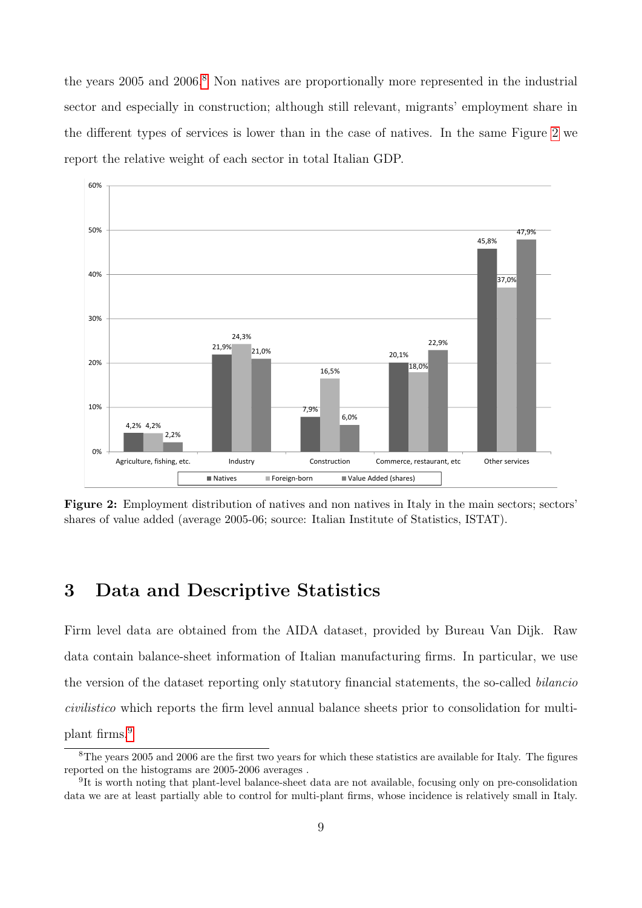the years 2005 and 2006.[8] Non natives are proportionally more represented in the industrial sector and especially in construction; although still relevant, migrants' employment share in the different types of services is lower than in the case of natives. In the same Figure 2 we report the relative weight of each sector in total Italian GDP.

| | Natives | Foreign-born | Value Added (shares) |
|---|---|---|---|
| Agriculture, fishing, etc. | 4,2% | 4,2% | 2,2% |
| Industry | 21,9% | 24,3% | 21,0% |
| Construction | 7,9% | 16,5% | 6,0% |
| Commerce, restaurant, etc | 20,1% | 18,0% | 22,9% |
| Other services | 45,8% | 37,0% | 47,9% |

**Figure 2:** Employment distribution of natives and non natives in Italy in the main sectors; sectors' shares of value added (average 2005-06; source: Italian Institute of Statistics, ISTAT).

# 3 Data and Descriptive Statistics

Firm level data are obtained from the AIDA dataset, provided by Bureau Van Dijk. Raw data contain balance-sheet information of Italian manufacturing firms. In particular, we use the version of the dataset reporting only statutory financial statements, the so-called *bilancio civilistico* which reports the firm level annual balance sheets prior to consolidation for multi-plant firms.[9]

[8] The years 2005 and 2006 are the first two years for which these statistics are available for Italy. The figures reported on the histograms are 2005-2006 averages .

[9] It is worth noting that plant-level balance-sheet data are not available, focusing only on pre-consolidation data we are at least partially able to control for multi-plant firms, whose incidence is relatively small in Italy.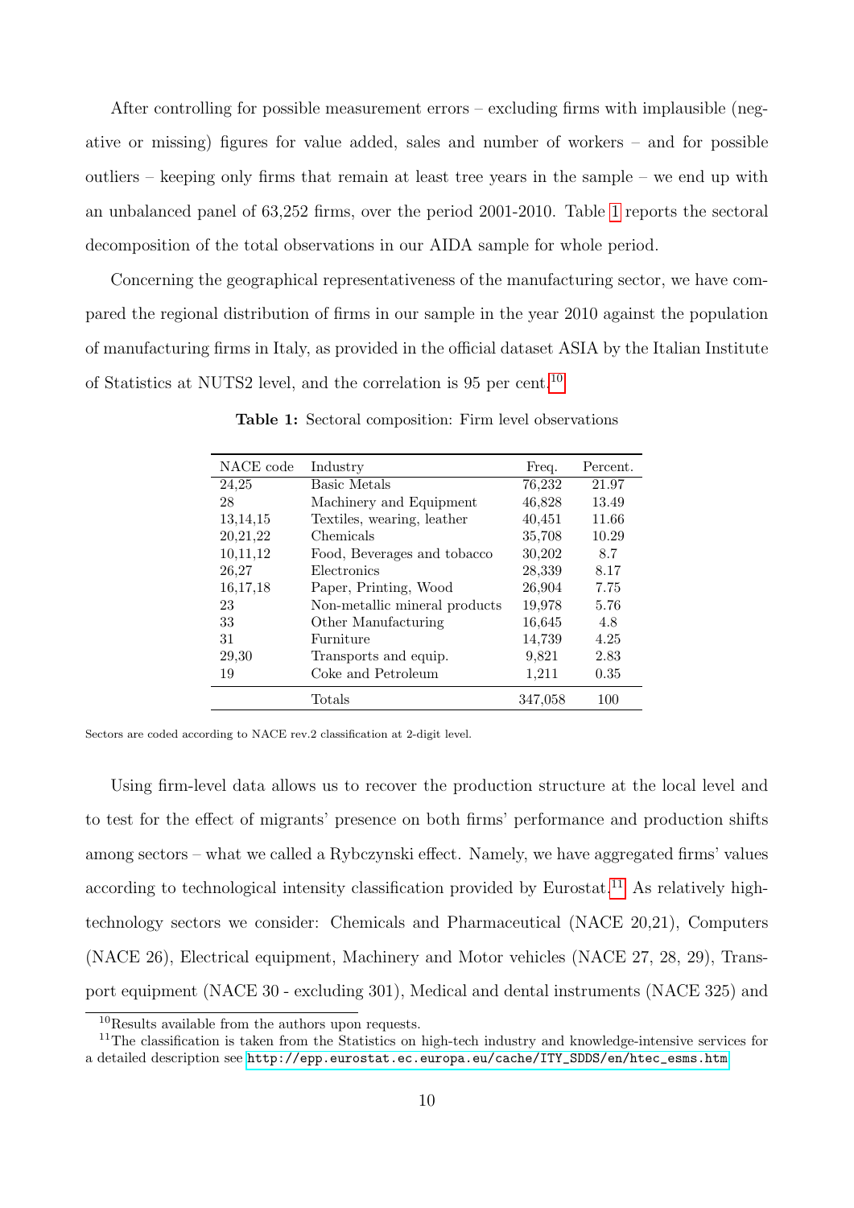After controlling for possible measurement errors – excluding firms with implausible (negative or missing) figures for value added, sales and number of workers – and for possible outliers – keeping only firms that remain at least tree years in the sample – we end up with an unbalanced panel of 63,252 firms, over the period 2001-2010. Table 1 reports the sectoral decomposition of the total observations in our AIDA sample for whole period.

Concerning the geographical representativeness of the manufacturing sector, we have compared the regional distribution of firms in our sample in the year 2010 against the population of manufacturing firms in Italy, as provided in the official dataset ASIA by the Italian Institute of Statistics at NUTS2 level, and the correlation is 95 per cent.[10]

**Table 1:** Sectoral composition: Firm level observations

| NACE code | Industry | Freq. | Percent. |
|---|---|---|---|
| 24,25 | Basic Metals | 76,232 | 21.97 |
| 28 | Machinery and Equipment | 46,828 | 13.49 |
| 13,14,15 | Textiles, wearing, leather | 40,451 | 11.66 |
| 20,21,22 | Chemicals | 35,708 | 10.29 |
| 10,11,12 | Food, Beverages and tobacco | 30,202 | 8.7 |
| 26,27 | Electronics | 28,339 | 8.17 |
| 16,17,18 | Paper, Printing, Wood | 26,904 | 7.75 |
| 23 | Non-metallic mineral products | 19,978 | 5.76 |
| 33 | Other Manufacturing | 16,645 | 4.8 |
| 31 | Furniture | 14,739 | 4.25 |
| 29,30 | Transports and equip. | 9,821 | 2.83 |
| 19 | Coke and Petroleum | 1,211 | 0.35 |
| | Totals | 347,058 | 100 |

Sectors are coded according to NACE rev.2 classification at 2-digit level.

Using firm-level data allows us to recover the production structure at the local level and to test for the effect of migrants' presence on both firms' performance and production shifts among sectors – what we called a Rybczynski effect. Namely, we have aggregated firms' values according to technological intensity classification provided by Eurostat.[11] As relatively high-technology sectors we consider: Chemicals and Pharmaceutical (NACE 20,21), Computers (NACE 26), Electrical equipment, Machinery and Motor vehicles (NACE 27, 28, 29), Transport equipment (NACE 30 - excluding 301), Medical and dental instruments (NACE 325) and

[10] Results available from the authors upon requests.

[11] The classification is taken from the Statistics on high-tech industry and knowledge-intensive services for a detailed description see http://epp.eurostat.ec.europa.eu/cache/ITY_SDDS/en/htec_esms.htm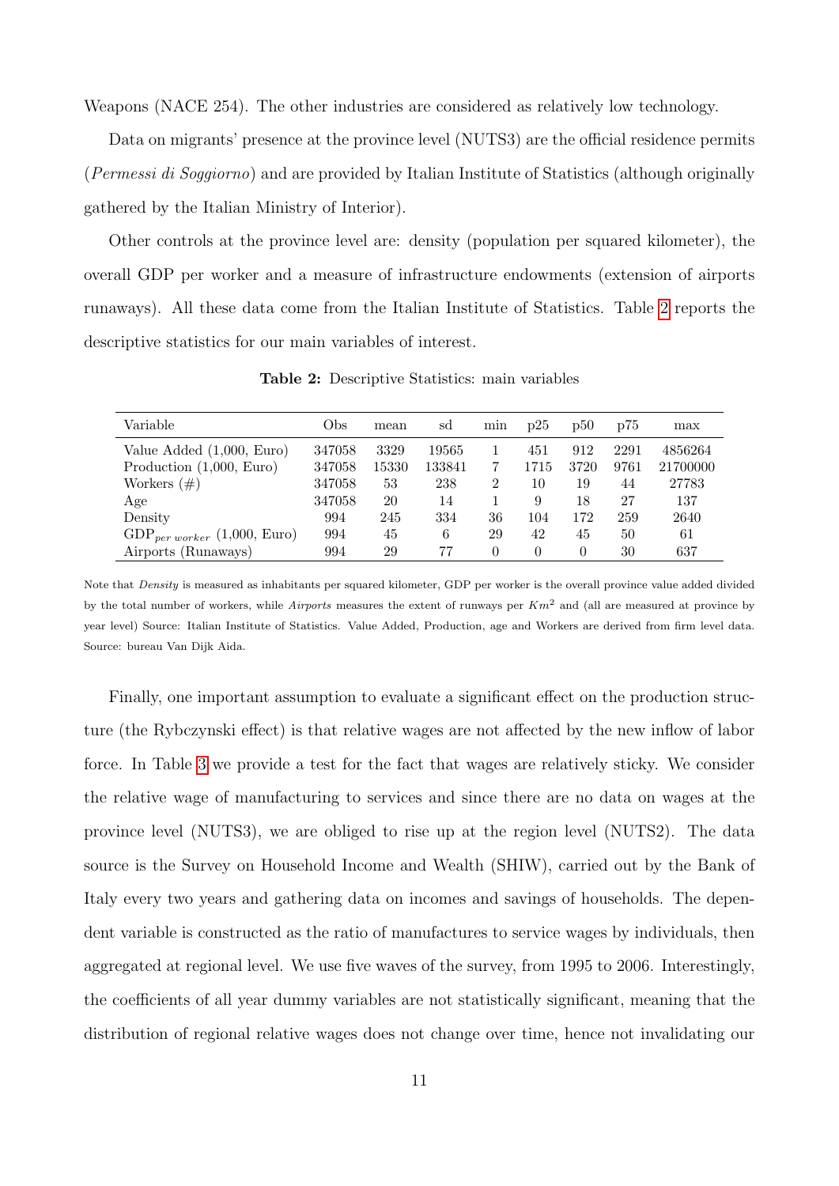Weapons (NACE 254). The other industries are considered as relatively low technology.

Data on migrants' presence at the province level (NUTS3) are the official residence permits (*Permessi di Soggiorno*) and are provided by Italian Institute of Statistics (although originally gathered by the Italian Ministry of Interior).

Other controls at the province level are: density (population per squared kilometer), the overall GDP per worker and a measure of infrastructure endowments (extension of airports runaways). All these data come from the Italian Institute of Statistics. Table 2 reports the descriptive statistics for our main variables of interest.

**Table 2:** Descriptive Statistics: main variables

| Variable | Obs | mean | sd | min | p25 | p50 | p75 | max |
|---|---|---|---|---|---|---|---|---|
| Value Added (1,000, Euro) | 347058 | 3329 | 19565 | 1 | 451 | 912 | 2291 | 4856264 |
| Production (1,000, Euro) | 347058 | 15330 | 133841 | 7 | 1715 | 3720 | 9761 | 21700000 |
| Workers (#) | 347058 | 53 | 238 | 2 | 10 | 19 | 44 | 27783 |
| Age | 347058 | 20 | 14 | 1 | 9 | 18 | 27 | 137 |
| Density | 994 | 245 | 334 | 36 | 104 | 172 | 259 | 2640 |
| $\text{GDP}_{per\ worker}$ (1,000, Euro) | 994 | 45 | 6 | 29 | 42 | 45 | 50 | 61 |
| Airports (Runaways) | 994 | 29 | 77 | 0 | 0 | 0 | 30 | 637 |

Note that *Density* is measured as inhabitants per squared kilometer, GDP per worker is the overall province value added divided by the total number of workers, while *Airports* measures the extent of runways per $Km^2$ and (all are measured at province by year level) Source: Italian Institute of Statistics. Value Added, Production, age and Workers are derived from firm level data. Source: bureau Van Dijk Aida.

Finally, one important assumption to evaluate a significant effect on the production structure (the Rybczynski effect) is that relative wages are not affected by the new inflow of labor force. In Table 3 we provide a test for the fact that wages are relatively sticky. We consider the relative wage of manufacturing to services and since there are no data on wages at the province level (NUTS3), we are obliged to rise up at the region level (NUTS2). The data source is the Survey on Household Income and Wealth (SHIW), carried out by the Bank of Italy every two years and gathering data on incomes and savings of households. The dependent variable is constructed as the ratio of manufactures to service wages by individuals, then aggregated at regional level. We use five waves of the survey, from 1995 to 2006. Interestingly, the coefficients of all year dummy variables are not statistically significant, meaning that the distribution of regional relative wages does not change over time, hence not invalidating our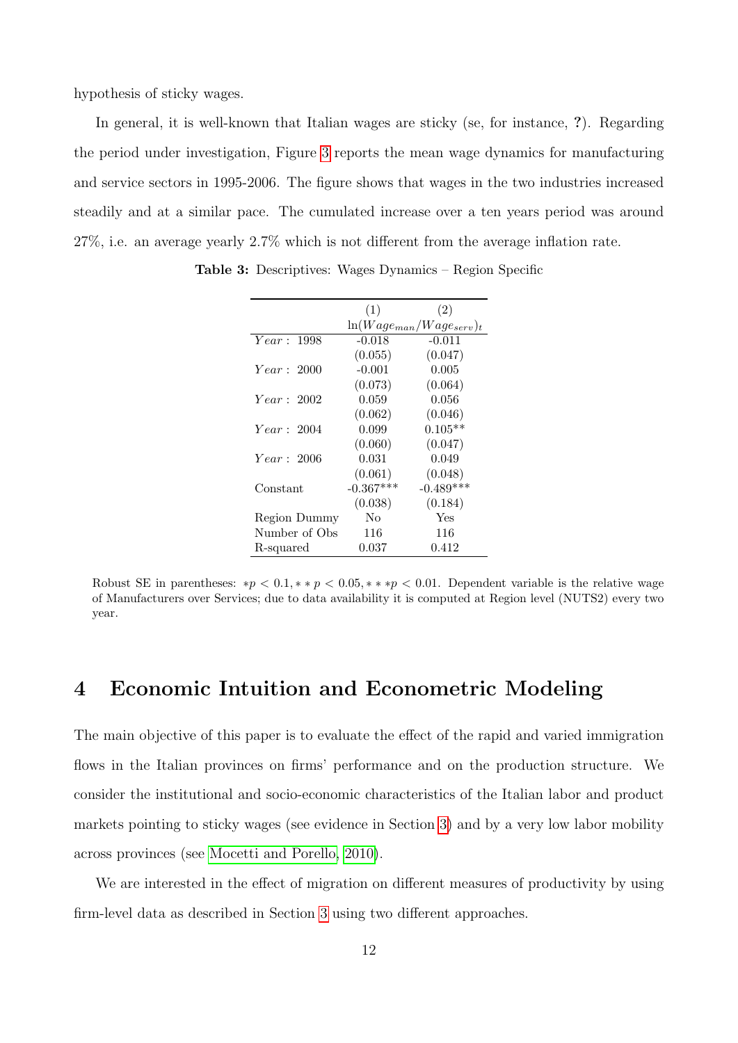hypothesis of sticky wages.

In general, it is well-known that Italian wages are sticky (se, for instance, **?**). Regarding the period under investigation, Figure 3 reports the mean wage dynamics for manufacturing and service sectors in 1995-2006. The figure shows that wages in the two industries increased steadily and at a similar pace. The cumulated increase over a ten years period was around 27%, i.e. an average yearly 2.7% which is not different from the average inflation rate.

**Table 3:** Descriptives: Wages Dynamics – Region Specific

| | (1) | (2) |
|---|---|---|
| | $\ln(Wage_{man}/Wage_{serv})_t$ | |
| $Year:$ 1998 | -0.018 | -0.011 |
| | (0.055) | (0.047) |
| $Year:$ 2000 | -0.001 | 0.005 |
| | (0.073) | (0.064) |
| $Year:$ 2002 | 0.059 | 0.056 |
| | (0.062) | (0.046) |
| $Year:$ 2004 | 0.099 | 0.105** |
| | (0.060) | (0.047) |
| $Year:$ 2006 | 0.031 | 0.049 |
| | (0.061) | (0.048) |
| Constant | -0.367*** | -0.489*** |
| | (0.038) | (0.184) |
| Region Dummy | No | Yes |
| Number of Obs | 116 | 116 |
| R-squared | 0.037 | 0.412 |

Robust SE in parentheses: $*p < 0.1, **p < 0.05, ***p < 0.01$. Dependent variable is the relative wage of Manufacturers over Services; due to data availability it is computed at Region level (NUTS2) every two year.

## 4 Economic Intuition and Econometric Modeling

The main objective of this paper is to evaluate the effect of the rapid and varied immigration flows in the Italian provinces on firms' performance and on the production structure. We consider the institutional and socio-economic characteristics of the Italian labor and product markets pointing to sticky wages (see evidence in Section 3) and by a very low labor mobility across provinces (see Mocetti and Porello, 2010).

We are interested in the effect of migration on different measures of productivity by using firm-level data as described in Section 3 using two different approaches.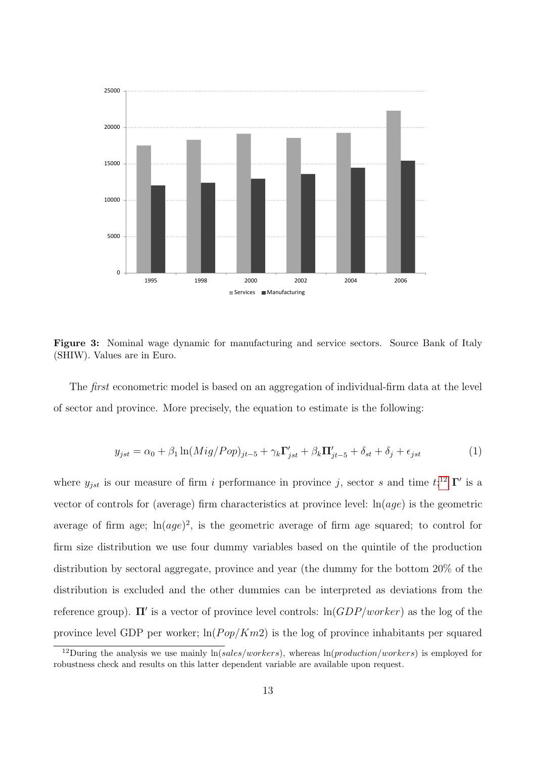**Figure 3:** Nominal wage dynamic for manufacturing and service sectors. Source Bank of Italy (SHIW). Values are in Euro.

The *first* econometric model is based on an aggregation of individual-firm data at the level of sector and province. More precisely, the equation to estimate is the following:

$$y_{jst} = \alpha_0 + \beta_1 \ln(Mig/Pop)_{jt-5} + \gamma_k \mathbf{\Gamma}'_{jst} + \beta_k \mathbf{\Pi}'_{jt-5} + \delta_{st} + \delta_j + \epsilon_{jst} \tag{1}$$

where $y_{jst}$ is our measure of firm $i$ performance in province $j$, sector $s$ and time $t$;[12] $\mathbf{\Gamma}'$ is a vector of controls for (average) firm characteristics at province level: $\ln(age)$ is the geometric average of firm age; $\ln(age)^2$, is the geometric average of firm age squared; to control for firm size distribution we use four dummy variables based on the quintile of the production distribution by sectoral aggregate, province and year (the dummy for the bottom 20% of the distribution is excluded and the other dummies can be interpreted as deviations from the reference group). $\mathbf{\Pi}'$ is a vector of province level controls: $\ln(GDP/worker)$ as the log of the province level GDP per worker; $\ln(Pop/Km2)$ is the log of province inhabitants per squared

[12] During the analysis we use mainly $\ln(sales/workers)$, whereas $\ln(production/workers)$ is employed for robustness check and results on this latter dependent variable are available upon request.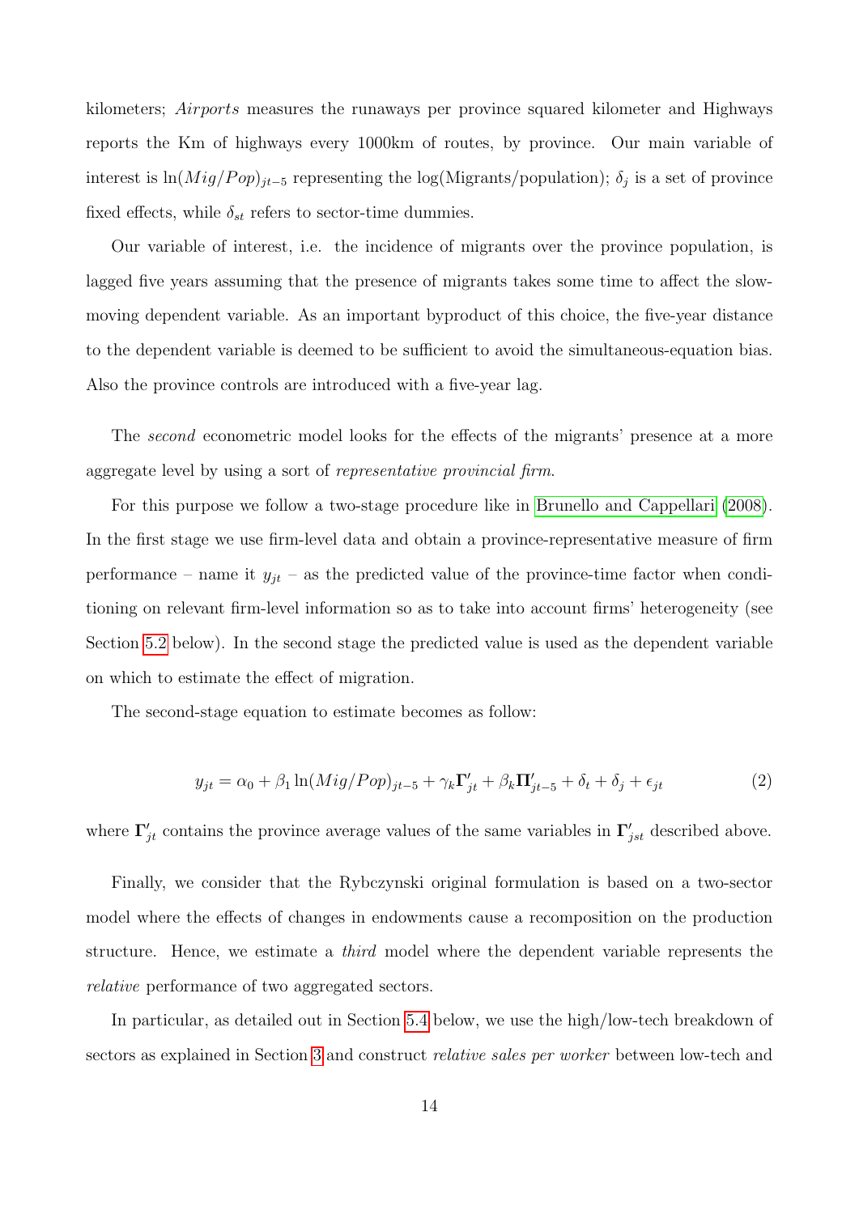kilometers; *Airports* measures the runaways per province squared kilometer and Highways reports the Km of highways every 1000km of routes, by province. Our main variable of interest is $\ln(Mig/Pop)_{jt-5}$ representing the log(Migrants/population); $\delta_j$ is a set of province fixed effects, while $\delta_{st}$ refers to sector-time dummies.

Our variable of interest, i.e. the incidence of migrants over the province population, is lagged five years assuming that the presence of migrants takes some time to affect the slow-moving dependent variable. As an important byproduct of this choice, the five-year distance to the dependent variable is deemed to be sufficient to avoid the simultaneous-equation bias. Also the province controls are introduced with a five-year lag.

The *second* econometric model looks for the effects of the migrants' presence at a more aggregate level by using a sort of *representative provincial firm*.

For this purpose we follow a two-stage procedure like in Brunello and Cappellari (2008). In the first stage we use firm-level data and obtain a province-representative measure of firm performance – name it $y_{jt}$ – as the predicted value of the province-time factor when conditioning on relevant firm-level information so as to take into account firms' heterogeneity (see Section 5.2 below). In the second stage the predicted value is used as the dependent variable on which to estimate the effect of migration.

The second-stage equation to estimate becomes as follow:

$$y_{jt} = \alpha_0 + \beta_1 \ln(Mig/Pop)_{jt-5} + \gamma_k \mathbf{\Gamma}'_{jt} + \beta_k \mathbf{\Pi}'_{jt-5} + \delta_t + \delta_j + \epsilon_{jt} \tag{2}$$

where $\mathbf{\Gamma}'_{jt}$ contains the province average values of the same variables in $\mathbf{\Gamma}'_{jst}$ described above.

Finally, we consider that the Rybczynski original formulation is based on a two-sector model where the effects of changes in endowments cause a recomposition on the production structure. Hence, we estimate a *third* model where the dependent variable represents the *relative* performance of two aggregated sectors.

In particular, as detailed out in Section 5.4 below, we use the high/low-tech breakdown of sectors as explained in Section 3 and construct *relative sales per worker* between low-tech and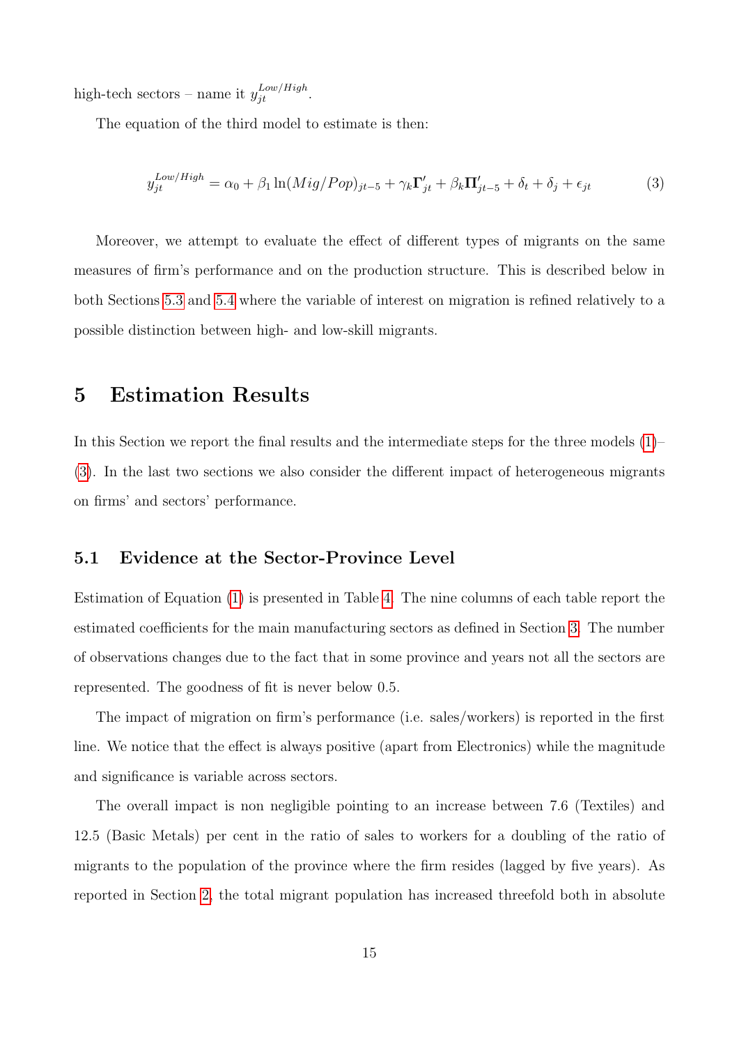high-tech sectors – name it $y_{jt}^{Low/High}$.

The equation of the third model to estimate is then:

$$y_{jt}^{Low/High} = \alpha_0 + \beta_1 \ln(Mig/Pop)_{jt-5} + \gamma_k \mathbf{\Gamma}'_{jt} + \beta_k \mathbf{\Pi}'_{jt-5} + \delta_t + \delta_j + \epsilon_{jt} \tag{3}$$

Moreover, we attempt to evaluate the effect of different types of migrants on the same measures of firm's performance and on the production structure. This is described below in both Sections 5.3 and 5.4 where the variable of interest on migration is refined relatively to a possible distinction between high- and low-skill migrants.

# 5 Estimation Results

In this Section we report the final results and the intermediate steps for the three models (1)–(3). In the last two sections we also consider the different impact of heterogeneous migrants on firms' and sectors' performance.

## 5.1 Evidence at the Sector-Province Level

Estimation of Equation (1) is presented in Table 4. The nine columns of each table report the estimated coefficients for the main manufacturing sectors as defined in Section 3. The number of observations changes due to the fact that in some province and years not all the sectors are represented. The goodness of fit is never below 0.5.

The impact of migration on firm's performance (i.e. sales/workers) is reported in the first line. We notice that the effect is always positive (apart from Electronics) while the magnitude and significance is variable across sectors.

The overall impact is non negligible pointing to an increase between 7.6 (Textiles) and 12.5 (Basic Metals) per cent in the ratio of sales to workers for a doubling of the ratio of migrants to the population of the province where the firm resides (lagged by five years). As reported in Section 2, the total migrant population has increased threefold both in absolute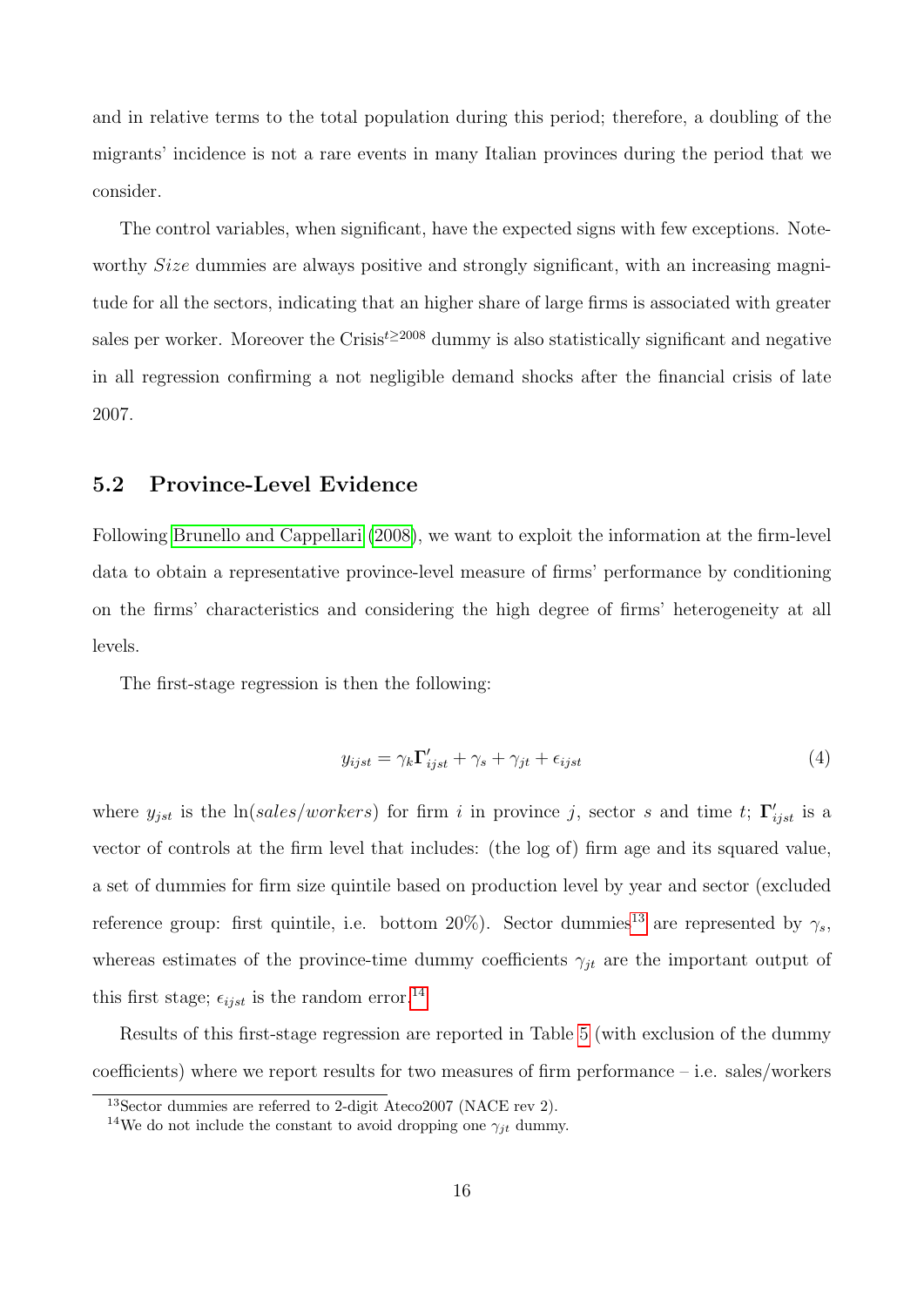and in relative terms to the total population during this period; therefore, a doubling of the migrants' incidence is not a rare events in many Italian provinces during the period that we consider.

The control variables, when significant, have the expected signs with few exceptions. Noteworthy *Size* dummies are always positive and strongly significant, with an increasing magnitude for all the sectors, indicating that an higher share of large firms is associated with greater sales per worker. Moreover the Crisis$^{t \geq 2008}$ dummy is also statistically significant and negative in all regression confirming a not negligible demand shocks after the financial crisis of late 2007.

## 5.2 Province-Level Evidence

Following Brunello and Cappellari (2008), we want to exploit the information at the firm-level data to obtain a representative province-level measure of firms' performance by conditioning on the firms' characteristics and considering the high degree of firms' heterogeneity at all levels.

The first-stage regression is then the following:

$$y_{ijst} = \gamma_k \mathbf{\Gamma}'_{ijst} + \gamma_s + \gamma_{jt} + \epsilon_{ijst} \tag{4}$$

where $y_{jst}$ is the $\ln(sales/workers)$ for firm $i$ in province $j$, sector $s$ and time $t$; $\mathbf{\Gamma}'_{ijst}$ is a vector of controls at the firm level that includes: (the log of) firm age and its squared value, a set of dummies for firm size quintile based on production level by year and sector (excluded reference group: first quintile, i.e. bottom 20%). Sector dummies[13] are represented by $\gamma_s$, whereas estimates of the province-time dummy coefficients $\gamma_{jt}$ are the important output of this first stage; $\epsilon_{ijst}$ is the random error.[14]

Results of this first-stage regression are reported in Table 5 (with exclusion of the dummy coefficients) where we report results for two measures of firm performance – i.e. sales/workers

[13] Sector dummies are referred to 2-digit Ateco2007 (NACE rev 2).

[14] We do not include the constant to avoid dropping one $\gamma_{jt}$ dummy.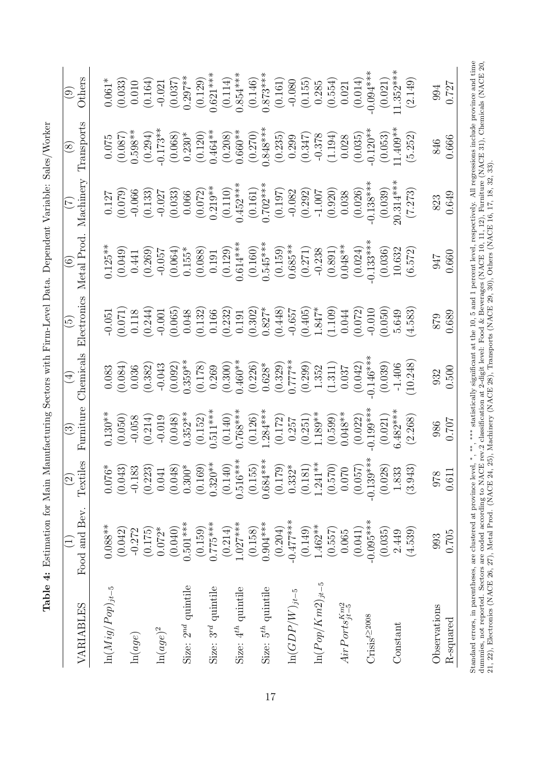**Table 4:** Estimation for Main Manufacturing Sectors with Firm-Level Data. Dependent Variable: Sales/Worker

| VARIABLES | (1) Food and Bev. | (2) Textiles | (3) Furniture | (4) Chemicals | (5) Electronics | (6) Metal Prod. | (7) Machinery | (8) Transports | (9) Others |
|---|---|---|---|---|---|---|---|---|---|
| $\ln(Mig/Pop)_{jt-5}$ | 0.088** | 0.076* | 0.130** | 0.083 | -0.051 | 0.125** | 0.127 | 0.075 | 0.061* |
| | (0.042) | (0.043) | (0.050) | (0.084) | (0.071) | (0.049) | (0.079) | (0.087) | (0.033) |
| $\ln(age)$ | -0.272 | -0.183 | -0.058 | 0.036 | 0.118 | 0.441 | -0.066 | 0.598** | 0.010 |
| | (0.175) | (0.223) | (0.214) | (0.382) | (0.244) | (0.269) | (0.133) | (0.294) | (0.164) |
| $\ln(age)^2$ | 0.072* | 0.041 | -0.019 | -0.043 | -0.001 | -0.057 | -0.027 | -0.173** | -0.021 |
| | (0.040) | (0.048) | (0.048) | (0.092) | (0.065) | (0.064) | (0.033) | (0.068) | (0.037) |
| Size: $2^{nd}$ quintile | 0.501*** | 0.300* | 0.352** | 0.359** | 0.048 | 0.155* | 0.066 | 0.230* | 0.297** |
| | (0.159) | (0.169) | (0.152) | (0.178) | (0.132) | (0.088) | (0.072) | (0.120) | (0.129) |
| Size: $3^{rd}$ quintile | 0.775*** | 0.320** | 0.511*** | 0.269 | 0.166 | 0.191 | 0.219** | 0.464** | 0.621*** |
| | (0.214) | (0.140) | (0.140) | (0.300) | (0.232) | (0.129) | (0.110) | (0.208) | (0.114) |
| Size: $4^{th}$ quintile | 1.027*** | 0.516*** | 0.768*** | 0.460** | 0.191 | 0.614*** | 0.452*** | 0.660** | 0.854*** |
| | (0.158) | (0.155) | (0.126) | (0.226) | (0.302) | (0.160) | (0.161) | (0.270) | (0.146) |
| Size: $5^{th}$ quintile | 0.904*** | 0.684*** | 1.284*** | 0.628* | 0.827* | 0.545*** | 0.702*** | 0.848*** | 0.873*** |
| | (0.204) | (0.179) | (0.172) | (0.329) | (0.448) | (0.159) | (0.197) | (0.235) | (0.161) |
| $\ln(GDP/W)_{jt-5}$ | -0.477*** | 0.332* | 0.257 | 0.777** | -0.657 | 0.685** | -0.082 | 0.299 | -0.080 |
| | (0.149) | (0.181) | (0.251) | (0.299) | (0.405) | (0.271) | (0.292) | (0.347) | (0.155) |
| $\ln(Pop/Km2)_{jt-5}$ | 1.462** | 1.241** | 1.189** | 1.352 | 1.847* | -0.238 | -1.007 | -0.378 | 0.285 |
| | (0.557) | (0.570) | (0.599) | (1.311) | (1.109) | (0.891) | (0.920) | (1.194) | (0.554) |
| $AirPorts^{Km2}_{jt-5}$ | 0.065 | 0.070 | 0.048** | 0.037 | 0.044 | 0.048** | 0.038 | 0.028 | 0.021 |
| | (0.041) | (0.057) | (0.022) | (0.042) | (0.072) | (0.024) | (0.026) | (0.035) | (0.014) |
| $\text{Crisis}^{t\geq 2008}$ | -0.095*** | -0.139*** | -0.199*** | -0.146*** | -0.010 | -0.133*** | -0.138*** | -0.120** | -0.094*** |
| | (0.035) | (0.028) | (0.021) | (0.039) | (0.050) | (0.036) | (0.039) | (0.053) | (0.021) |
| Constant | 2.449 | 1.833 | 6.482*** | -1.406 | 5.649 | 10.632 | 20.314*** | 11.409** | 11.352*** |
| | (4.539) | (3.943) | (2.268) | (10.248) | (4.583) | (6.572) | (7.273) | (5.252) | (2.149) |
| Observations | 993 | 978 | 986 | 932 | 879 | 947 | 823 | 846 | 994 |
| R-squared | 0.705 | 0.611 | 0.707 | 0.500 | 0.689 | 0.660 | 0.649 | 0.666 | 0.727 |

Standard errors, in parentheses, are clustered at province level, *, **, *** statistically significant at the 10, 5 and 1 percent level, respectively. All regressions include province and time dummies, not reported. Sectors are coded according to NACE rev.2 classification at 2-digit level: Food & Beverages (NACE 10, 11, 12), Furniture (NACE 31), Chemicals (NACE 20, 21, 22), Electronics (NACE 26, 27), Metal Prod. (NACE 24, 25), Machinery (NACE 28), Transports (NACE 29, 30), Others (NACE 16, 17, 18, 32, 33).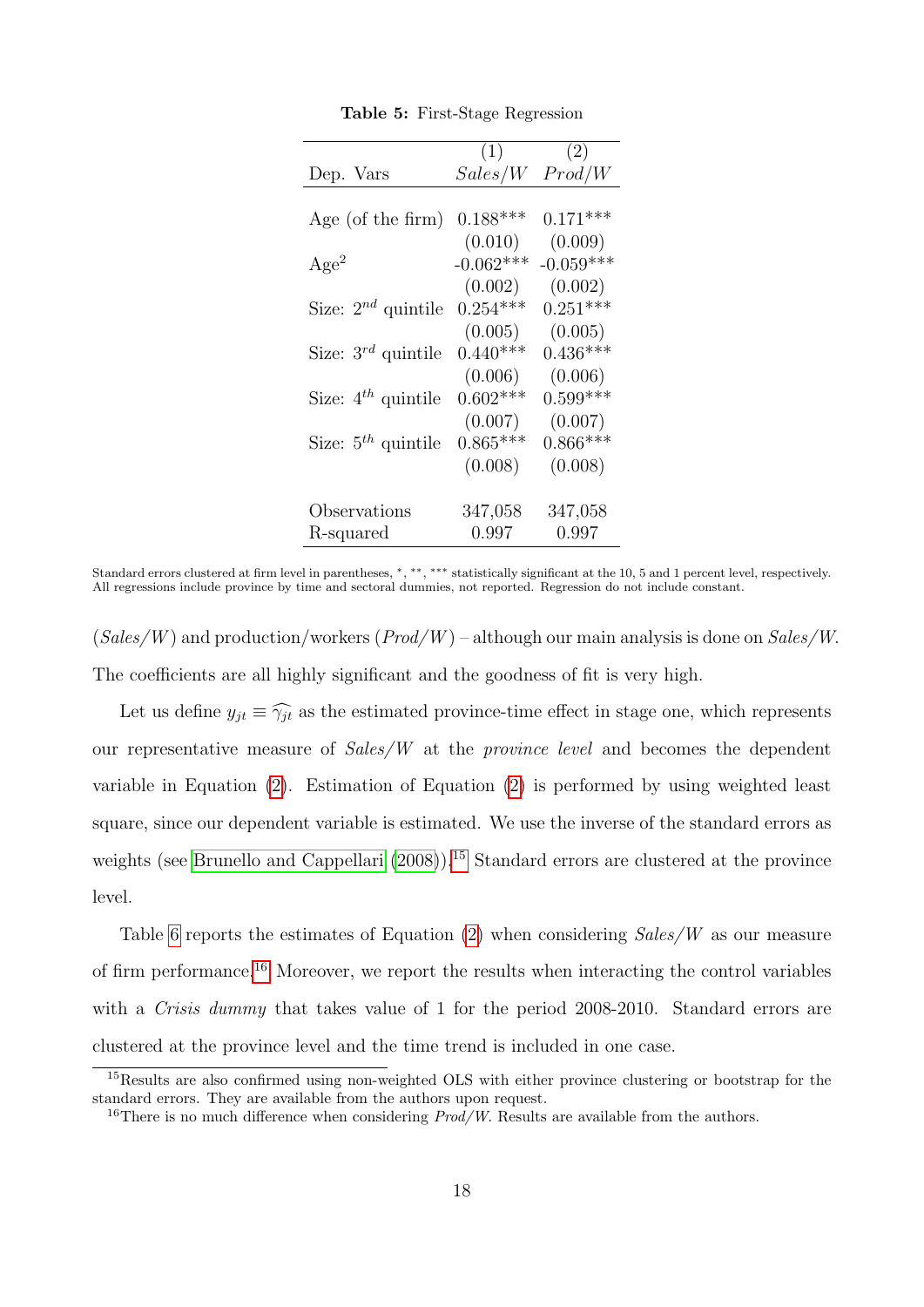**Table 5:** First-Stage Regression

| Dep. Vars | (1) *Sales/W* | (2) *Prod/W* |
|---|---|---|
| Age (of the firm) | 0.188*** | 0.171*** |
| | (0.010) | (0.009) |
| Age$^2$ | -0.062*** | -0.059*** |
| | (0.002) | (0.002) |
| Size: $2^{nd}$ quintile | 0.254*** | 0.251*** |
| | (0.005) | (0.005) |
| Size: $3^{rd}$ quintile | 0.440*** | 0.436*** |
| | (0.006) | (0.006) |
| Size: $4^{th}$ quintile | 0.602*** | 0.599*** |
| | (0.007) | (0.007) |
| Size: $5^{th}$ quintile | 0.865*** | 0.866*** |
| | (0.008) | (0.008) |
| Observations | 347,058 | 347,058 |
| R-squared | 0.997 | 0.997 |

Standard errors clustered at firm level in parentheses, *, **, *** statistically significant at the 10, 5 and 1 percent level, respectively. All regressions include province by time and sectoral dummies, not reported. Regression do not include constant.

(*Sales/W*) and production/workers (*Prod/W*) – although our main analysis is done on *Sales/W*. The coefficients are all highly significant and the goodness of fit is very high.

Let us define $y_{jt} \equiv \widehat{\gamma_{jt}}$ as the estimated province-time effect in stage one, which represents our representative measure of *Sales/W* at the *province level* and becomes the dependent variable in Equation (2). Estimation of Equation (2) is performed by using weighted least square, since our dependent variable is estimated. We use the inverse of the standard errors as weights (see Brunello and Cappellari (2008)).[15] Standard errors are clustered at the province level.

Table 6 reports the estimates of Equation (2) when considering *Sales/W* as our measure of firm performance.[16] Moreover, we report the results when interacting the control variables with a *Crisis dummy* that takes value of 1 for the period 2008-2010. Standard errors are clustered at the province level and the time trend is included in one case.

[15] Results are also confirmed using non-weighted OLS with either province clustering or bootstrap for the standard errors. They are available from the authors upon request.

[16] There is no much difference when considering *Prod/W*. Results are available from the authors.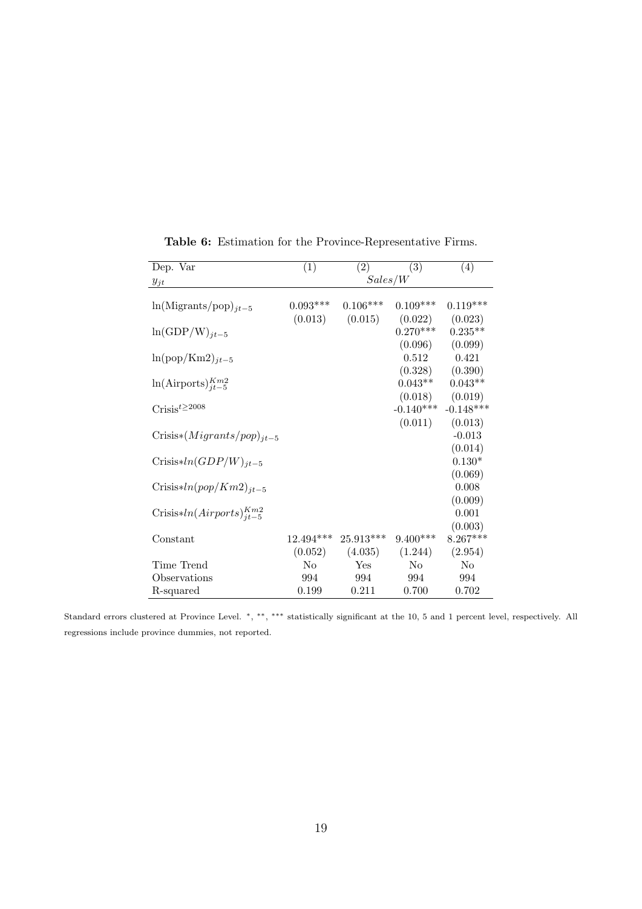**Table 6:** Estimation for the Province-Representative Firms.

| Dep. Var | (1) | (2) | (3) | (4) |
|---|---|---|---|---|
| $y_{jt}$ | | $Sales/W$ | | |
| $\ln(\text{Migrants/pop})_{jt-5}$ | 0.093*** | 0.106*** | 0.109*** | 0.119*** |
| | (0.013) | (0.015) | (0.022) | (0.023) |
| $\ln(\text{GDP/W})_{jt-5}$ | | | 0.270*** | 0.235** |
| | | | (0.096) | (0.099) |
| $\ln(\text{pop/Km2})_{jt-5}$ | | | 0.512 | 0.421 |
| | | | (0.328) | (0.390) |
| $\ln(\text{Airports})^{Km2}_{jt-5}$ | | | 0.043** | 0.043** |
| | | | (0.018) | (0.019) |
| $\text{Crisis}^{t \geq 2008}$ | | | -0.140*** | -0.148*** |
| | | | (0.011) | (0.013) |
| $\text{Crisis}{*}(Migrants/pop)_{jt-5}$ | | | | -0.013 |
| | | | | (0.014) |
| $\text{Crisis}{*}ln(GDP/W)_{jt-5}$ | | | | 0.130* |
| | | | | (0.069) |
| $\text{Crisis}{*}ln(pop/Km2)_{jt-5}$ | | | | 0.008 |
| | | | | (0.009) |
| $\text{Crisis}{*}ln(Airports)^{Km2}_{jt-5}$ | | | | 0.001 |
| | | | | (0.003) |
| Constant | 12.494*** | 25.913*** | 9.400*** | 8.267*** |
| | (0.052) | (4.035) | (1.244) | (2.954) |
| Time Trend | No | Yes | No | No |
| Observations | 994 | 994 | 994 | 994 |
| R-squared | 0.199 | 0.211 | 0.700 | 0.702 |

Standard errors clustered at Province Level. *, **, *** statistically significant at the 10, 5 and 1 percent level, respectively. All regressions include province dummies, not reported.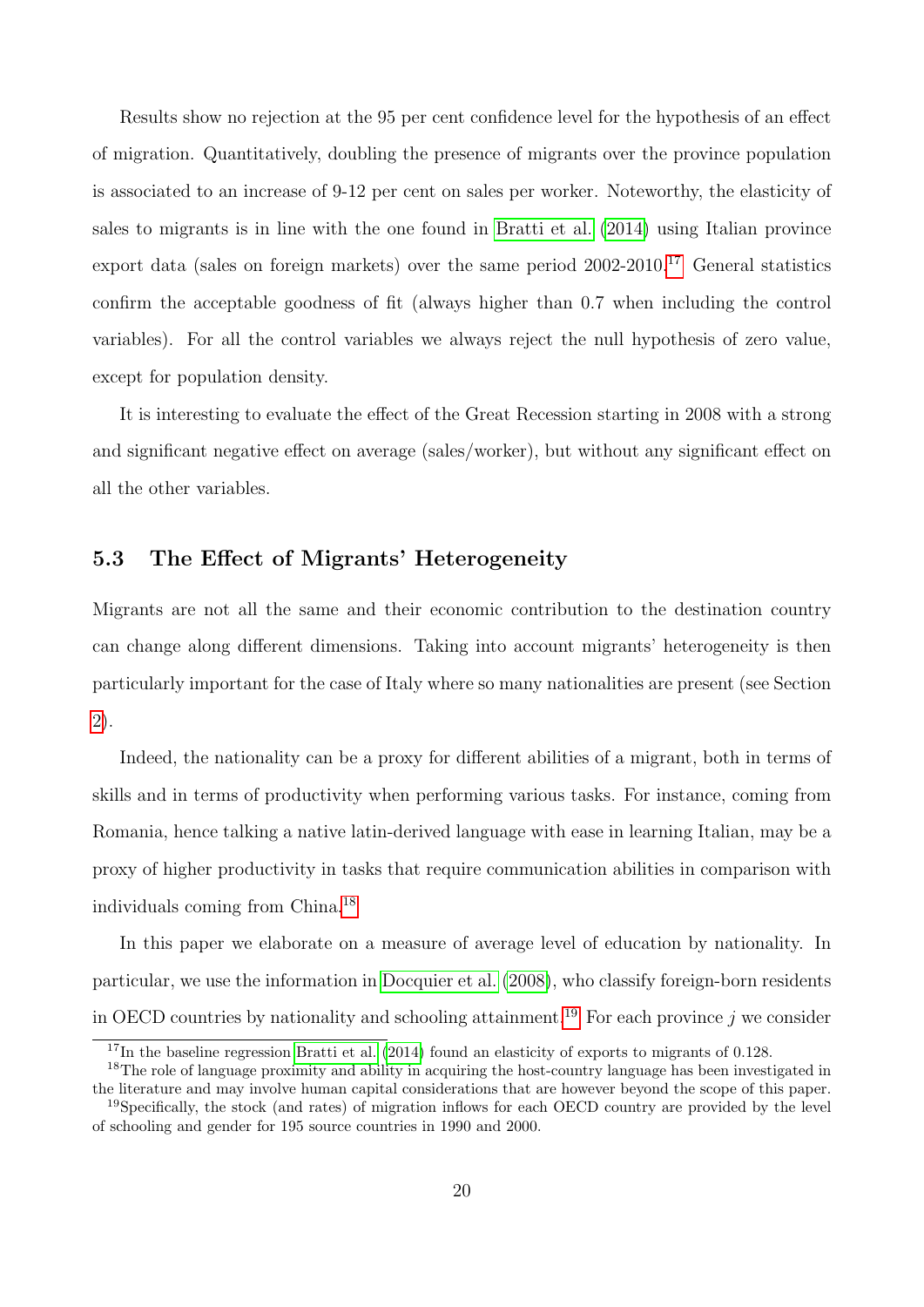Results show no rejection at the 95 per cent confidence level for the hypothesis of an effect of migration. Quantitatively, doubling the presence of migrants over the province population is associated to an increase of 9-12 per cent on sales per worker. Noteworthy, the elasticity of sales to migrants is in line with the one found in Bratti et al. (2014) using Italian province export data (sales on foreign markets) over the same period 2002-2010.[17] General statistics confirm the acceptable goodness of fit (always higher than 0.7 when including the control variables). For all the control variables we always reject the null hypothesis of zero value, except for population density.

It is interesting to evaluate the effect of the Great Recession starting in 2008 with a strong and significant negative effect on average (sales/worker), but without any significant effect on all the other variables.

### 5.3 The Effect of Migrants' Heterogeneity

Migrants are not all the same and their economic contribution to the destination country can change along different dimensions. Taking into account migrants' heterogeneity is then particularly important for the case of Italy where so many nationalities are present (see Section 2).

Indeed, the nationality can be a proxy for different abilities of a migrant, both in terms of skills and in terms of productivity when performing various tasks. For instance, coming from Romania, hence talking a native latin-derived language with ease in learning Italian, may be a proxy of higher productivity in tasks that require communication abilities in comparison with individuals coming from China.[18]

In this paper we elaborate on a measure of average level of education by nationality. In particular, we use the information in Docquier et al. (2008), who classify foreign-born residents in OECD countries by nationality and schooling attainment.[19] For each province $j$ we consider

[17] In the baseline regression Bratti et al. (2014) found an elasticity of exports to migrants of 0.128.

[18] The role of language proximity and ability in acquiring the host-country language has been investigated in the literature and may involve human capital considerations that are however beyond the scope of this paper.

[19] Specifically, the stock (and rates) of migration inflows for each OECD country are provided by the level of schooling and gender for 195 source countries in 1990 and 2000.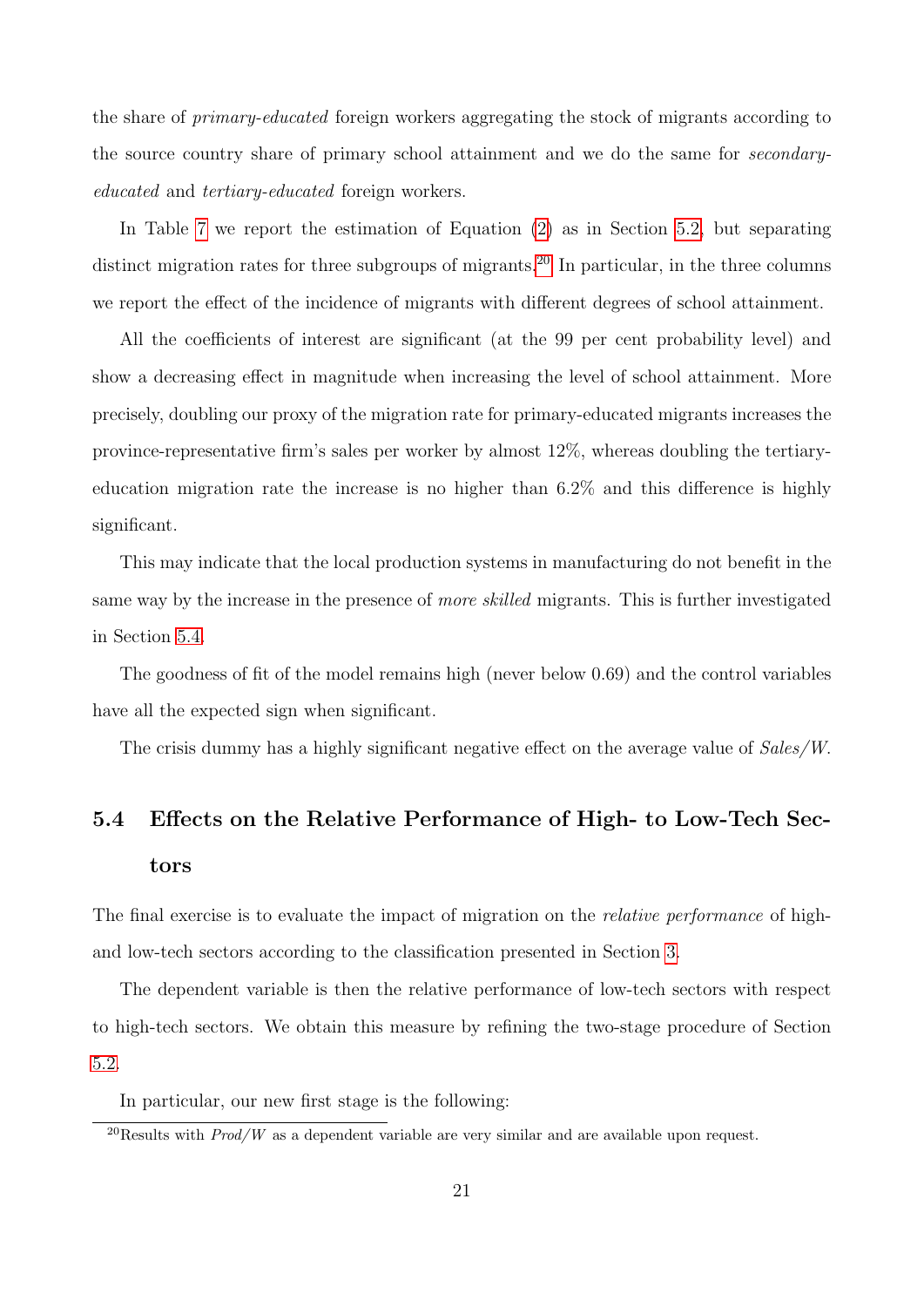the share of *primary-educated* foreign workers aggregating the stock of migrants according to the source country share of primary school attainment and we do the same for *secondary-educated* and *tertiary-educated* foreign workers.

In Table 7 we report the estimation of Equation (2) as in Section 5.2, but separating distinct migration rates for three subgroups of migrants.[20] In particular, in the three columns we report the effect of the incidence of migrants with different degrees of school attainment.

All the coefficients of interest are significant (at the 99 per cent probability level) and show a decreasing effect in magnitude when increasing the level of school attainment. More precisely, doubling our proxy of the migration rate for primary-educated migrants increases the province-representative firm's sales per worker by almost 12%, whereas doubling the tertiary-education migration rate the increase is no higher than 6.2% and this difference is highly significant.

This may indicate that the local production systems in manufacturing do not benefit in the same way by the increase in the presence of *more skilled* migrants. This is further investigated in Section 5.4.

The goodness of fit of the model remains high (never below 0.69) and the control variables have all the expected sign when significant.

The crisis dummy has a highly significant negative effect on the average value of *Sales/W*.

## 5.4 Effects on the Relative Performance of High- to Low-Tech Sectors

The final exercise is to evaluate the impact of migration on the *relative performance* of high- and low-tech sectors according to the classification presented in Section 3.

The dependent variable is then the relative performance of low-tech sectors with respect to high-tech sectors. We obtain this measure by refining the two-stage procedure of Section 5.2.

In particular, our new first stage is the following:

[20] Results with *Prod/W* as a dependent variable are very similar and are available upon request.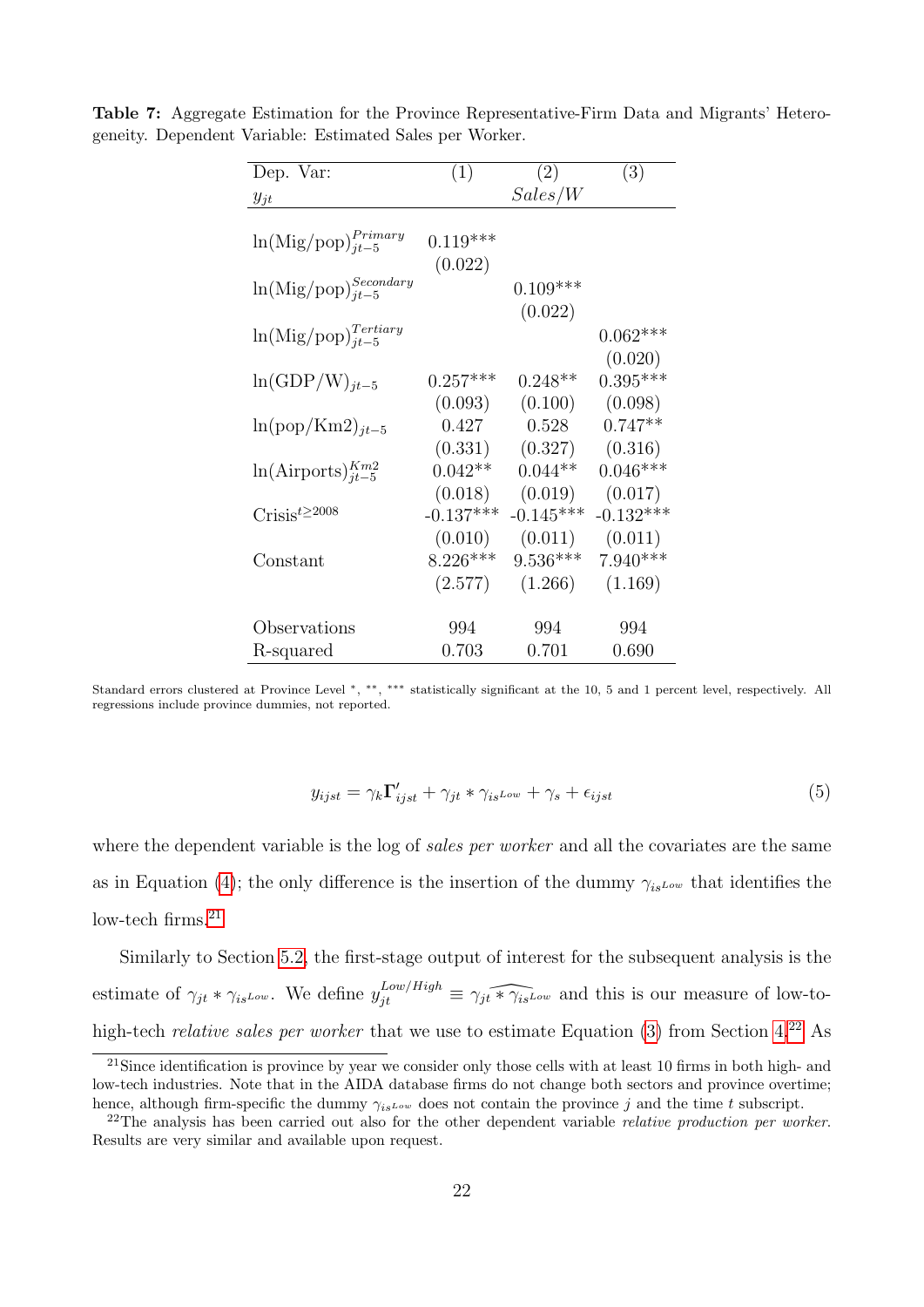**Table 7:** Aggregate Estimation for the Province Representative-Firm Data and Migrants' Heterogeneity. Dependent Variable: Estimated Sales per Worker.

| Dep. Var: $y_{jt}$ | (1) | (2) *Sales/W* | (3) |
|---|---|---|---|
| $\ln(\text{Mig/pop})^{Primary}_{jt-5}$ | 0.119*** | | |
| | (0.022) | | |
| $\ln(\text{Mig/pop})^{Secondary}_{jt-5}$ | | 0.109*** | |
| | | (0.022) | |
| $\ln(\text{Mig/pop})^{Tertiary}_{jt-5}$ | | | 0.062*** |
| | | | (0.020) |
| $\ln(\text{GDP/W})_{jt-5}$ | 0.257*** | 0.248** | 0.395*** |
| | (0.093) | (0.100) | (0.098) |
| $\ln(\text{pop/Km2})_{jt-5}$ | 0.427 | 0.528 | 0.747** |
| | (0.331) | (0.327) | (0.316) |
| $\ln(\text{Airports})^{Km2}_{jt-5}$ | 0.042** | 0.044** | 0.046*** |
| | (0.018) | (0.019) | (0.017) |
| $\text{Crisis}^{t\geq 2008}$ | -0.137*** | -0.145*** | -0.132*** |
| | (0.010) | (0.011) | (0.011) |
| Constant | 8.226*** | 9.536*** | 7.940*** |
| | (2.577) | (1.266) | (1.169) |
| Observations | 994 | 994 | 994 |
| R-squared | 0.703 | 0.701 | 0.690 |

Standard errors clustered at Province Level *, **, *** statistically significant at the 10, 5 and 1 percent level, respectively. All regressions include province dummies, not reported.

$$y_{ijst} = \gamma_k \mathbf{\Gamma}'_{ijst} + \gamma_{jt} * \gamma_{is^{Low}} + \gamma_s + \epsilon_{ijst} \tag{5}$$

where the dependent variable is the log of *sales per worker* and all the covariates are the same as in Equation (4); the only difference is the insertion of the dummy $\gamma_{is^{Low}}$ that identifies the low-tech firms.[21]

Similarly to Section 5.2, the first-stage output of interest for the subsequent analysis is the estimate of $\gamma_{jt} * \gamma_{is^{Low}}$. We define $y^{Low/High}_{jt} \equiv \widehat{\gamma_{jt} * \gamma_{is^{Low}}}$ and this is our measure of low-to-high-tech *relative sales per worker* that we use to estimate Equation (3) from Section 4.[22] As

[21] Since identification is province by year we consider only those cells with at least 10 firms in both high- and low-tech industries. Note that in the AIDA database firms do not change both sectors and province overtime; hence, although firm-specific the dummy $\gamma_{is^{Low}}$ does not contain the province $j$ and the time $t$ subscript.

[22] The analysis has been carried out also for the other dependent variable *relative production per worker*. Results are very similar and available upon request.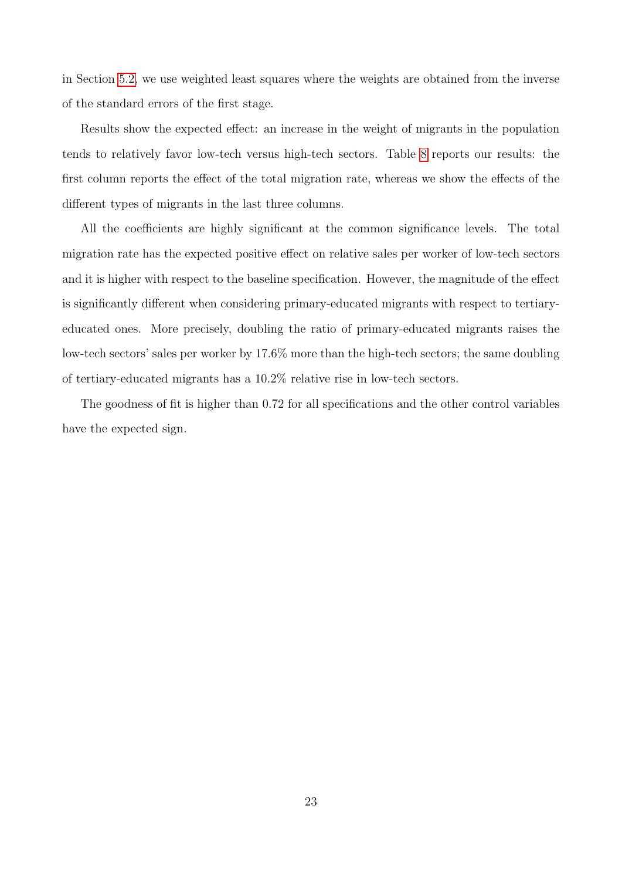in Section 5.2, we use weighted least squares where the weights are obtained from the inverse of the standard errors of the first stage.

Results show the expected effect: an increase in the weight of migrants in the population tends to relatively favor low-tech versus high-tech sectors. Table 8 reports our results: the first column reports the effect of the total migration rate, whereas we show the effects of the different types of migrants in the last three columns.

All the coefficients are highly significant at the common significance levels. The total migration rate has the expected positive effect on relative sales per worker of low-tech sectors and it is higher with respect to the baseline specification. However, the magnitude of the effect is significantly different when considering primary-educated migrants with respect to tertiary-educated ones. More precisely, doubling the ratio of primary-educated migrants raises the low-tech sectors' sales per worker by 17.6% more than the high-tech sectors; the same doubling of tertiary-educated migrants has a 10.2% relative rise in low-tech sectors.

The goodness of fit is higher than 0.72 for all specifications and the other control variables have the expected sign.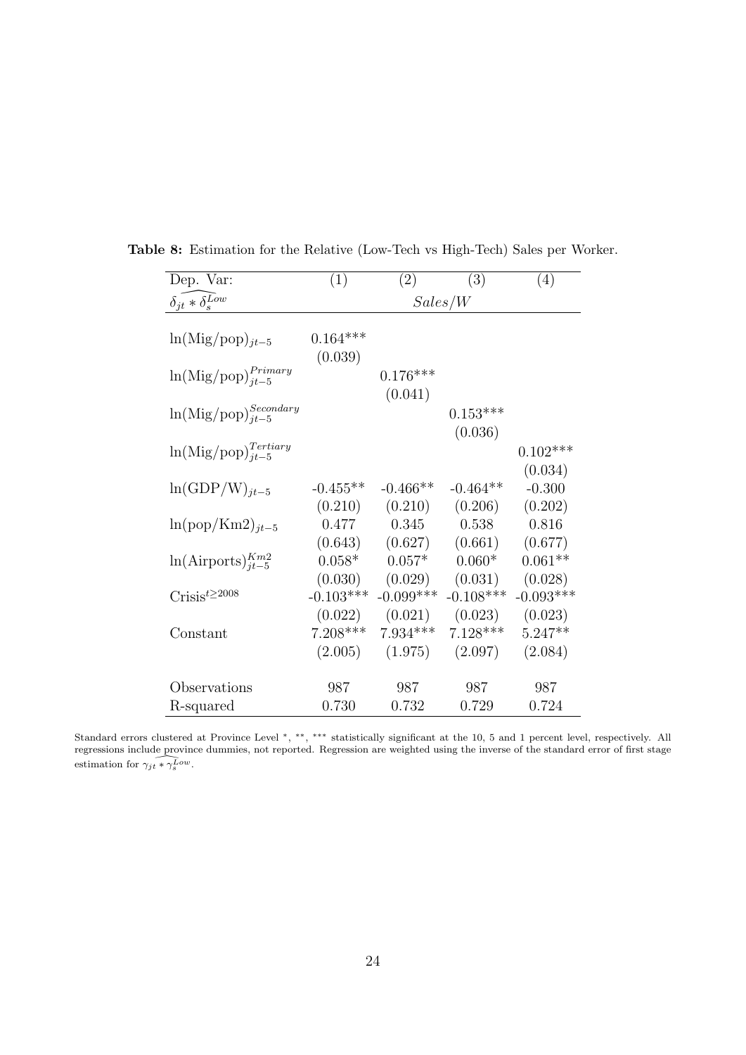**Table 8:** Estimation for the Relative (Low-Tech vs High-Tech) Sales per Worker.

| Dep. Var: | (1) | (2) | (3) | (4) |
|---|---|---|---|---|
| $\widehat{\delta_{jt} * \delta_s^{Low}}$ | | *Sales/W* | | |
| $\ln(\text{Mig/pop})_{jt-5}$ | 0.164*** | | | |
| | (0.039) | | | |
| $\ln(\text{Mig/pop})_{jt-5}^{Primary}$ | | 0.176*** | | |
| | | (0.041) | | |
| $\ln(\text{Mig/pop})_{jt-5}^{Secondary}$ | | | 0.153*** | |
| | | | (0.036) | |
| $\ln(\text{Mig/pop})_{jt-5}^{Tertiary}$ | | | | 0.102*** |
| | | | | (0.034) |
| $\ln(\text{GDP/W})_{jt-5}$ | -0.455** | -0.466** | -0.464** | -0.300 |
| | (0.210) | (0.210) | (0.206) | (0.202) |
| $\ln(\text{pop/Km2})_{jt-5}$ | 0.477 | 0.345 | 0.538 | 0.816 |
| | (0.643) | (0.627) | (0.661) | (0.677) |
| $\ln(\text{Airports})_{jt-5}^{Km2}$ | 0.058* | 0.057* | 0.060* | 0.061** |
| | (0.030) | (0.029) | (0.031) | (0.028) |
| $\text{Crisis}^{t \geq 2008}$ | -0.103*** | -0.099*** | -0.108*** | -0.093*** |
| | (0.022) | (0.021) | (0.023) | (0.023) |
| Constant | 7.208*** | 7.934*** | 7.128*** | 5.247** |
| | (2.005) | (1.975) | (2.097) | (2.084) |
| Observations | 987 | 987 | 987 | 987 |
| R-squared | 0.730 | 0.732 | 0.729 | 0.724 |

Standard errors clustered at Province Level *, **, *** statistically significant at the 10, 5 and 1 percent level, respectively. All regressions include province dummies, not reported. Regression are weighted using the inverse of the standard error of first stage estimation for $\widehat{\gamma_{jt} * \gamma_s^{Low}}$.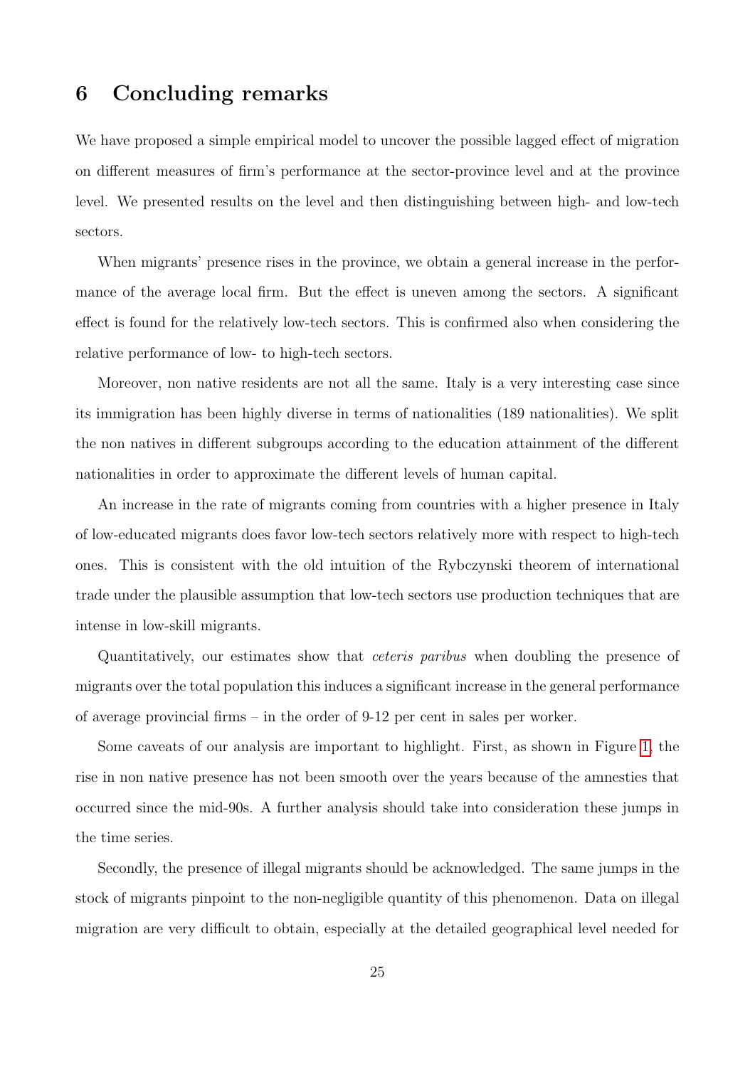## 6 Concluding remarks

We have proposed a simple empirical model to uncover the possible lagged effect of migration on different measures of firm's performance at the sector-province level and at the province level. We presented results on the level and then distinguishing between high- and low-tech sectors.

When migrants' presence rises in the province, we obtain a general increase in the performance of the average local firm. But the effect is uneven among the sectors. A significant effect is found for the relatively low-tech sectors. This is confirmed also when considering the relative performance of low- to high-tech sectors.

Moreover, non native residents are not all the same. Italy is a very interesting case since its immigration has been highly diverse in terms of nationalities (189 nationalities). We split the non natives in different subgroups according to the education attainment of the different nationalities in order to approximate the different levels of human capital.

An increase in the rate of migrants coming from countries with a higher presence in Italy of low-educated migrants does favor low-tech sectors relatively more with respect to high-tech ones. This is consistent with the old intuition of the Rybczynski theorem of international trade under the plausible assumption that low-tech sectors use production techniques that are intense in low-skill migrants.

Quantitatively, our estimates show that *ceteris paribus* when doubling the presence of migrants over the total population this induces a significant increase in the general performance of average provincial firms – in the order of 9-12 per cent in sales per worker.

Some caveats of our analysis are important to highlight. First, as shown in Figure 1, the rise in non native presence has not been smooth over the years because of the amnesties that occurred since the mid-90s. A further analysis should take into consideration these jumps in the time series.

Secondly, the presence of illegal migrants should be acknowledged. The same jumps in the stock of migrants pinpoint to the non-negligible quantity of this phenomenon. Data on illegal migration are very difficult to obtain, especially at the detailed geographical level needed for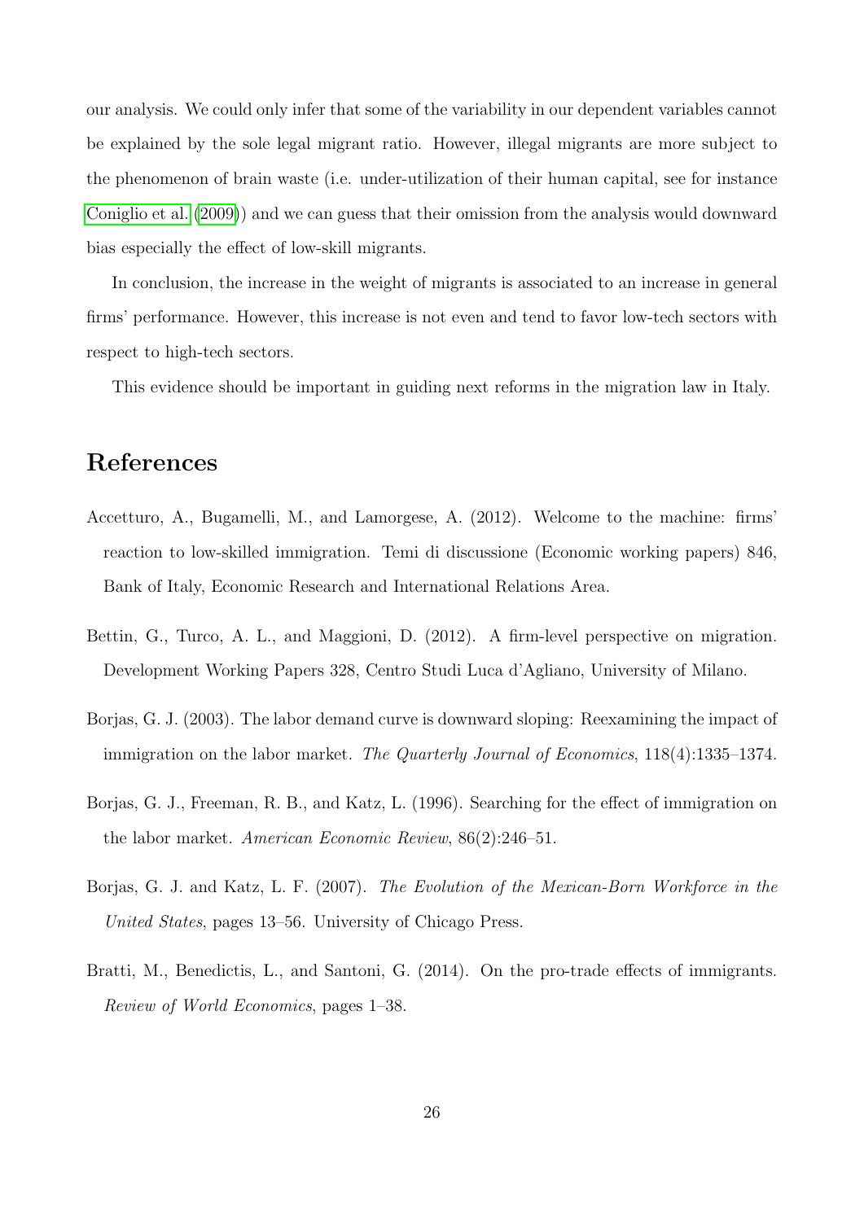our analysis. We could only infer that some of the variability in our dependent variables cannot be explained by the sole legal migrant ratio. However, illegal migrants are more subject to the phenomenon of brain waste (i.e. under-utilization of their human capital, see for instance Coniglio et al. (2009)) and we can guess that their omission from the analysis would downward bias especially the effect of low-skill migrants.

In conclusion, the increase in the weight of migrants is associated to an increase in general firms' performance. However, this increase is not even and tend to favor low-tech sectors with respect to high-tech sectors.

This evidence should be important in guiding next reforms in the migration law in Italy.

# References

Accetturo, A., Bugamelli, M., and Lamorgese, A. (2012). Welcome to the machine: firms' reaction to low-skilled immigration. Temi di discussione (Economic working papers) 846, Bank of Italy, Economic Research and International Relations Area.

Bettin, G., Turco, A. L., and Maggioni, D. (2012). A firm-level perspective on migration. Development Working Papers 328, Centro Studi Luca d'Agliano, University of Milano.

Borjas, G. J. (2003). The labor demand curve is downward sloping: Reexamining the impact of immigration on the labor market. *The Quarterly Journal of Economics*, 118(4):1335–1374.

Borjas, G. J., Freeman, R. B., and Katz, L. (1996). Searching for the effect of immigration on the labor market. *American Economic Review*, 86(2):246–51.

Borjas, G. J. and Katz, L. F. (2007). *The Evolution of the Mexican-Born Workforce in the United States*, pages 13–56. University of Chicago Press.

Bratti, M., Benedictis, L., and Santoni, G. (2014). On the pro-trade effects of immigrants. *Review of World Economics*, pages 1–38.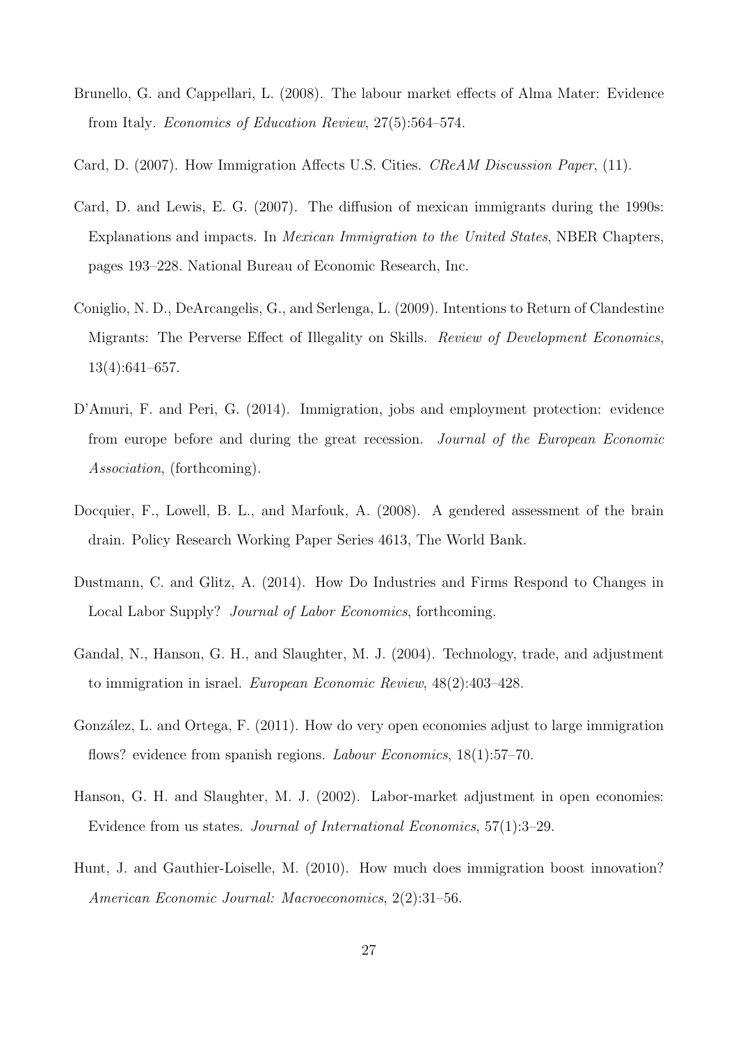Brunello, G. and Cappellari, L. (2008). The labour market effects of Alma Mater: Evidence from Italy. *Economics of Education Review*, 27(5):564–574.

Card, D. (2007). How Immigration Affects U.S. Cities. *CReAM Discussion Paper*, (11).

Card, D. and Lewis, E. G. (2007). The diffusion of mexican immigrants during the 1990s: Explanations and impacts. In *Mexican Immigration to the United States*, NBER Chapters, pages 193–228. National Bureau of Economic Research, Inc.

Coniglio, N. D., DeArcangelis, G., and Serlenga, L. (2009). Intentions to Return of Clandestine Migrants: The Perverse Effect of Illegality on Skills. *Review of Development Economics*, 13(4):641–657.

D'Amuri, F. and Peri, G. (2014). Immigration, jobs and employment protection: evidence from europe before and during the great recession. *Journal of the European Economic Association*, (forthcoming).

Docquier, F., Lowell, B. L., and Marfouk, A. (2008). A gendered assessment of the brain drain. Policy Research Working Paper Series 4613, The World Bank.

Dustmann, C. and Glitz, A. (2014). How Do Industries and Firms Respond to Changes in Local Labor Supply? *Journal of Labor Economics*, forthcoming.

Gandal, N., Hanson, G. H., and Slaughter, M. J. (2004). Technology, trade, and adjustment to immigration in israel. *European Economic Review*, 48(2):403–428.

González, L. and Ortega, F. (2011). How do very open economies adjust to large immigration flows? evidence from spanish regions. *Labour Economics*, 18(1):57–70.

Hanson, G. H. and Slaughter, M. J. (2002). Labor-market adjustment in open economies: Evidence from us states. *Journal of International Economics*, 57(1):3–29.

Hunt, J. and Gauthier-Loiselle, M. (2010). How much does immigration boost innovation? *American Economic Journal: Macroeconomics*, 2(2):31–56.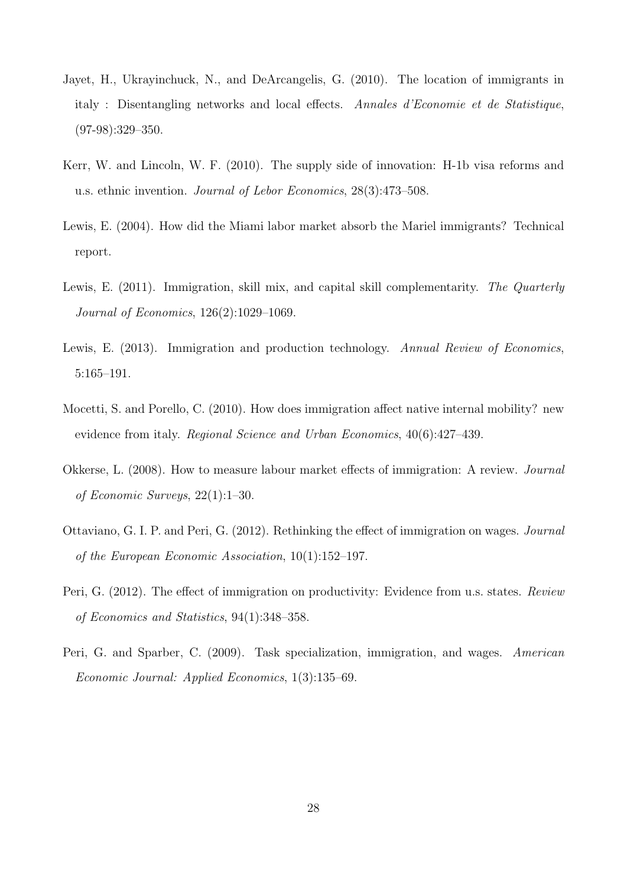Jayet, H., Ukrayinchuck, N., and DeArcangelis, G. (2010). The location of immigrants in italy : Disentangling networks and local effects. *Annales d'Economie et de Statistique*, (97-98):329–350.

Kerr, W. and Lincoln, W. F. (2010). The supply side of innovation: H-1b visa reforms and u.s. ethnic invention. *Journal of Lebor Economics*, 28(3):473–508.

Lewis, E. (2004). How did the Miami labor market absorb the Mariel immigrants? Technical report.

Lewis, E. (2011). Immigration, skill mix, and capital skill complementarity. *The Quarterly Journal of Economics*, 126(2):1029–1069.

Lewis, E. (2013). Immigration and production technology. *Annual Review of Economics*, 5:165–191.

Mocetti, S. and Porello, C. (2010). How does immigration affect native internal mobility? new evidence from italy. *Regional Science and Urban Economics*, 40(6):427–439.

Okkerse, L. (2008). How to measure labour market effects of immigration: A review. *Journal of Economic Surveys*, 22(1):1–30.

Ottaviano, G. I. P. and Peri, G. (2012). Rethinking the effect of immigration on wages. *Journal of the European Economic Association*, 10(1):152–197.

Peri, G. (2012). The effect of immigration on productivity: Evidence from u.s. states. *Review of Economics and Statistics*, 94(1):348–358.

Peri, G. and Sparber, C. (2009). Task specialization, immigration, and wages. *American Economic Journal: Applied Economics*, 1(3):135–69.